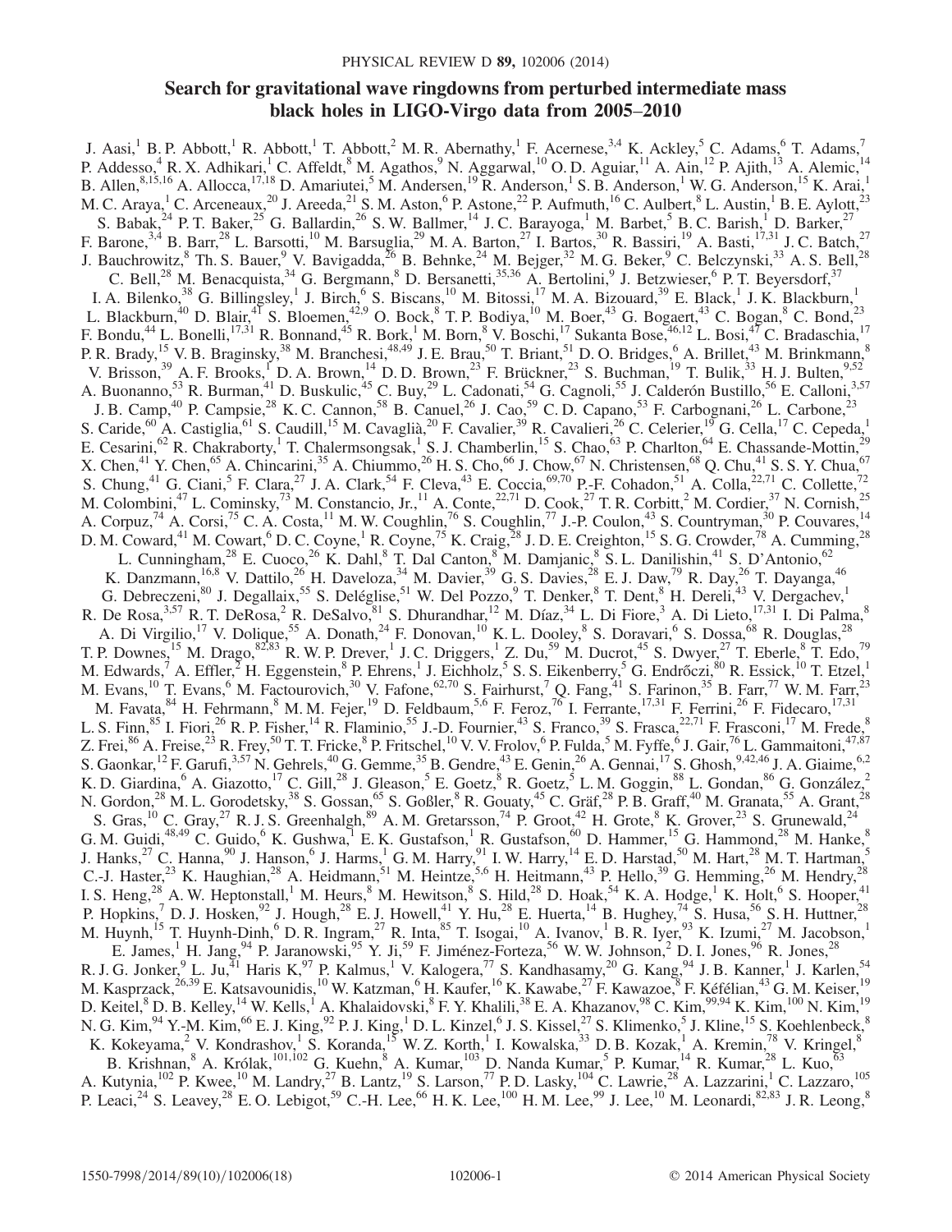# Search for gravitational wave ringdowns from perturbed intermediate mass black holes in LIGO-Virgo data from 2005–2010

J. Aasi,[1] B. P. Abbott,[1] R. Abbott,[1] T. Abbott,[2] M. R. Abernathy,[1] F. Acernese,[3,4] K. Ackley,[5] C. Adams,[6] T. Adams,[7] P. Addesso,[4] R. X. Adhikari,[1] C. Affeldt,[8] M. Agathos,[9] N. Aggarwal,[10] O. D. Aguiar,[11] A. Ain,[12] P. Ajith,[13] A. Alemic,[14] B. Allen,[8,15,16] A. Allocca,[17,18] D. Amariutei,[5] M. Andersen,[19] R. Anderson,[1] S. B. Anderson,[1] W. G. Anderson,[15] K. Arai,[1] M. C. Araya,[1] C. Arceneaux,[20] J. Areeda,[21] S. M. Aston,[6] P. Astone,[22] P. Aufmuth,[16] C. Aulbert,[8] L. Austin,[1] B. E. Aylott,[23] S. Babak,[24] P. T. Baker,[25] G. Ballardin,[26] S. W. Ballmer,[14] J. C. Barayoga,[1] M. Barbet,[5] B. C. Barish,[1] D. Barker,[27] F. Barone,[3,4] B. Barr,[28] L. Barsotti,[10] M. Barsuglia,[29] M. A. Barton,[27] I. Bartos,[30] R. Bassiri,[19] A. Basti,[17,31] J. C. Batch,[27] J. Bauchrowitz,[8] Th. S. Bauer,[9] V. Bavigadda,[26] B. Behnke,[24] M. Bejger,[32] M. G. Beker,[9] C. Belczynski,[33] A. S. Bell,[28] C. Bell,[28] M. Benacquista,[34] G. Bergmann,[8] D. Bersanetti,[35,36] A. Bertolini,[9] J. Betzwieser,[6] P. T. Beyersdorf,[37] I. A. Bilenko,[38] G. Billingsley,[1] J. Birch,[6] S. Biscans,[10] M. Bitossi,[17] M. A. Bizouard,[39] E. Black,[1] J. K. Blackburn,[1] L. Blackburn,[40] D. Blair,[41] S. Bloemen,[42,9] O. Bock,[8] T. P. Bodiya,[10] M. Boer,[43] G. Bogaert,[43] C. Bogan,[8] C. Bond,[23] F. Bondu,[44] L. Bonelli,[17,31] R. Bonnand,[45] R. Bork,[1] M. Born,[8] V. Boschi,[17] Sukanta Bose,[46,12] L. Bosi,[47] C. Bradaschia,[17] P. R. Brady,[15] V. B. Braginsky,[38] M. Branchesi,[48,49] J. E. Brau,[50] T. Briant,[51] D. O. Bridges,[6] A. Brillet,[43] M. Brinkmann,[8] V. Brisson,[39] A. F. Brooks,[1] D. A. Brown,[14] D. D. Brown,[23] F. Brückner,[23] S. Buchman,[19] T. Bulik,[33] H. J. Bulten,[9,52] A. Buonanno,[53] R. Burman,[41] D. Buskulic,[45] C. Buy,[29] L. Cadonati,[54] G. Cagnoli,[55] J. Calderón Bustillo,[56] E. Calloni,[3,57] J. B. Camp,[40] P. Campsie,[28] K. C. Cannon,[58] B. Canuel,[26] J. Cao,[59] C. D. Capano,[53] F. Carbognani,[26] L. Carbone,[23] S. Caride,[60] A. Castiglia,[61] S. Caudill,[15] M. Cavaglià,[20] F. Cavalier,[39] R. Cavalieri,[26] C. Celerier,[19] G. Cella,[17] C. Cepeda,[1] E. Cesarini,[62] R. Chakraborty,[1] T. Chalermsongsak,[1] S. J. Chamberlin,[15] S. Chao,[63] P. Charlton,[64] E. Chassande-Mottin,[29] X. Chen,[41] Y. Chen,[65] A. Chincarini,[35] A. Chiummo,[26] H. S. Cho,[66] J. Chow,[67] N. Christensen,[68] Q. Chu,[41] S. S. Y. Chua,[67] S. Chung,[41] G. Ciani,[5] F. Clara,[27] J. A. Clark,[54] F. Cleva,[43] E. Coccia,[69,70] P.-F. Cohadon,[51] A. Colla,[22,71] C. Collette,[72] M. Colombini,[47] L. Cominsky,[73] M. Constancio, Jr.,[11] A. Conte,[22,71] D. Cook,[27] T. R. Corbitt,[2] M. Cordier,[37] N. Cornish,[25] A. Corpuz,[74] A. Corsi,[75] C. A. Costa,[11] M. W. Coughlin,[76] S. Coughlin,[77] J.-P. Coulon,[43] S. Countryman,[30] P. Couvares,[14] D. M. Coward,[41] M. Cowart,[6] D. C. Coyne,[1] R. Coyne,[75] K. Craig,[28] J. D. E. Creighton,[15] S. G. Crowder,[78] A. Cumming,[28] L. Cunningham,[28] E. Cuoco,[26] K. Dahl,[8] T. Dal Canton,[8] M. Damjanic,[8] S. L. Danilishin,[41] S. D'Antonio,[62] K. Danzmann,[16,8] V. Dattilo,[26] H. Daveloza,[34] M. Davier,[39] G. S. Davies,[28] E. J. Daw,[79] R. Day,[26] T. Dayanga,[46] G. Debreczeni,[80] J. Degallaix,[55] S. Deléglise,[51] W. Del Pozzo,[9] T. Denker,[8] T. Dent,[8] H. Dereli,[43] V. Dergachev,[1] R. De Rosa,[3,57] R. T. DeRosa,[2] R. DeSalvo,[81] S. Dhurandhar,[12] M. Díaz,[34] L. Di Fiore,[3] A. Di Lieto,[17,31] I. Di Palma,[8] A. Di Virgilio,[17] V. Dolique,[55] A. Donath,[24] F. Donovan,[10] K. L. Dooley,[8] S. Doravari,[6] S. Dossa,[68] R. Douglas,[28] T. P. Downes,[15] M. Drago,[82,83] R. W. P. Drever,[1] J. C. Driggers,[1] Z. Du,[59] M. Ducrot,[45] S. Dwyer,[27] T. Eberle,[8] T. Edo,[79] M. Edwards,[7] A. Effler,[2] H. Eggenstein,[8] P. Ehrens,[1] J. Eichholz,[5] S. S. Eikenberry,[5] G. Endrőczi,[80] R. Essick,[10] T. Etzel,[1] M. Evans,[10] T. Evans,[6] M. Factourovich,[30] V. Fafone,[62,70] S. Fairhurst,[7] Q. Fang,[41] S. Farinon,[35] B. Farr,[77] W. M. Farr,[23] M. Favata,[84] H. Fehrmann,[8] M. M. Fejer,[19] D. Feldbaum,[5,6] F. Feroz,[76] I. Ferrante,[17,31] F. Ferrini,[26] F. Fidecaro,[17,31] L. S. Finn,[85] I. Fiori,[26] R. P. Fisher,[14] R. Flaminio,[55] J.-D. Fournier,[43] S. Franco,[39] S. Frasca,[22,71] F. Frasconi,[17] M. Frede,[8] Z. Frei,[86] A. Freise,[23] R. Frey,[50] T. T. Fricke,[8] P. Fritschel,[10] V. V. Frolov,[6] P. Fulda,[5] M. Fyffe,[6] J. Gair,[76] L. Gammaitoni,[47,87] S. Gaonkar,[12] F. Garufi,[3,57] N. Gehrels,[40] G. Gemme,[35] B. Gendre,[43] E. Genin,[26] A. Gennai,[17] S. Ghosh,[9,42,46] J. A. Giaime,[6,2] K. D. Giardina,[6] A. Giazotto,[17] C. Gill,[28] J. Gleason,[5] E. Goetz,[8] R. Goetz,[5] L. M. Goggin,[88] L. Gondan,[86] G. González,[2] N. Gordon,[28] M. L. Gorodetsky,[38] S. Gossan,[65] S. Goßler,[8] R. Gouaty,[45] C. Gräf,[28] P. B. Graff,[40] M. Granata,[55] A. Grant,[28] S. Gras,[10] C. Gray,[27] R. J. S. Greenhalgh,[89] A. M. Gretarsson,[74] P. Groot,[42] H. Grote,[8] K. Grover,[23] S. Grunewald,[24] G. M. Guidi,[48,49] C. Guido,[6] K. Gushwa,[1] E. K. Gustafson,[1] R. Gustafson,[60] D. Hammer,[15] G. Hammond,[28] M. Hanke,[8] J. Hanks,[27] C. Hanna,[90] J. Hanson,[6] J. Harms,[1] G. M. Harry,[91] I. W. Harry,[14] E. D. Harstad,[50] M. Hart,[28] M. T. Hartman,[5] C.-J. Haster,[23] K. Haughian,[28] A. Heidmann,[51] M. Heintze,[5,6] H. Heitmann,[43] P. Hello,[39] G. Hemming,[26] M. Hendry,[28] I. S. Heng,[28] A. W. Heptonstall,[1] M. Heurs,[8] M. Hewitson,[8] S. Hild,[28] D. Hoak,[54] K. A. Hodge,[1] K. Holt,[6] S. Hooper,[41] P. Hopkins,[7] D. J. Hosken,[92] J. Hough,[28] E. J. Howell,[41] Y. Hu,[28] E. Huerta,[14] B. Hughey,[74] S. Husa,[56] S. H. Huttner,[28] M. Huynh,[15] T. Huynh-Dinh,[6] D. R. Ingram,[27] R. Inta,[85] T. Isogai,[10] A. Ivanov,[1] B. R. Iyer,[93] K. Izumi,[27] M. Jacobson,[1] E. James,[1] H. Jang,[94] P. Jaranowski,[95] Y. Ji,[59] F. Jiménez-Forteza,[56] W. W. Johnson,[2] D. I. Jones,[96] R. Jones,[28] R. J. G. Jonker,[9] L. Ju,[41] Haris K,[97] P. Kalmus,[1] V. Kalogera,[77] S. Kandhasamy,[20] G. Kang,[94] J. B. Kanner,[1] J. Karlen,[54] M. Kasprzack,[26,39] E. Katsavounidis,[10] W. Katzman,[6] H. Kaufer,[16] K. Kawabe,[27] F. Kawazoe,[8] F. Kéfélian,[43] G. M. Keiser,[19] D. Keitel,[8] D. B. Kelley,[14] W. Kells,[1] A. Khalaidovski,[8] F. Y. Khalili,[38] E. A. Khazanov,[98] C. Kim,[99,94] K. Kim,[100] N. Kim,[19] N. G. Kim,[94] Y.-M. Kim,[66] E. J. King,[92] P. J. King,[1] D. L. Kinzel,[6] J. S. Kissel,[27] S. Klimenko,[5] J. Kline,[15] S. Koehlenbeck,[8] K. Kokeyama,[2] V. Kondrashov,[1] S. Koranda,[15] W. Z. Korth,[1] I. Kowalska,[33] D. B. Kozak,[1] A. Kremin,[78] V. Kringel,[8] B. Krishnan,[8] A. Królak,[101,102] G. Kuehn,[8] A. Kumar,[103] D. Nanda Kumar,[5] P. Kumar,[14] R. Kumar,[28] L. Kuo,[63] A. Kutynia,[102] P. Kwee,[10] M. Landry,[27] B. Lantz,[19] S. Larson,[77] P. D. Lasky,[104] C. Lawrie,[28] A. Lazzarini,[1] C. Lazzaro,[105] P. Leaci,[24] S. Leavey,[28] E. O. Lebigot,[59] C.-H. Lee,[66] H. K. Lee,[100] H. M. Lee,[99] J. Lee,[10] M. Leonardi,[82,83] J. R. Leong,[8]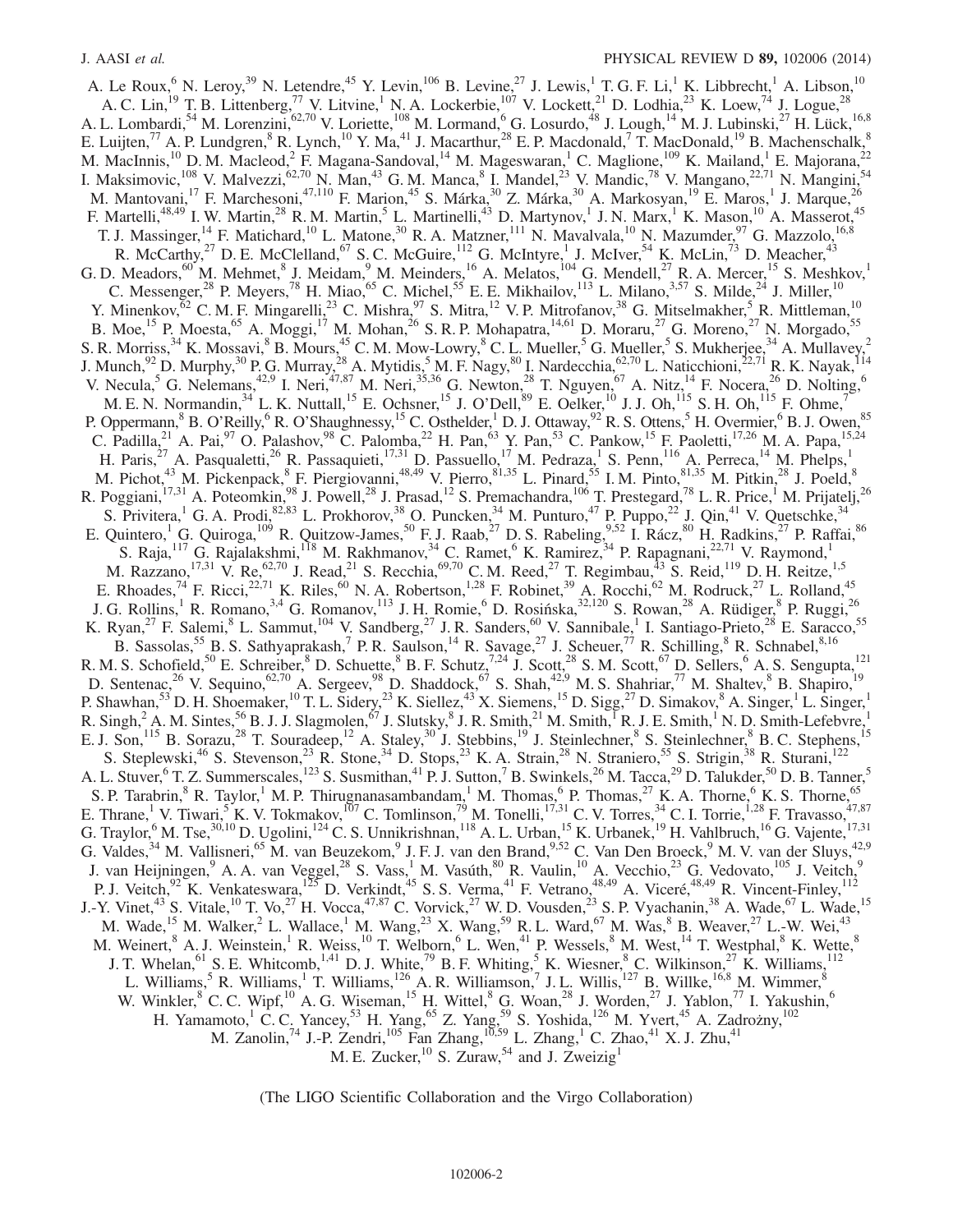A. Le Roux,[6] N. Leroy,[39] N. Letendre,[45] Y. Levin,[106] B. Levine,[27] J. Lewis,[1] T. G. F. Li,[1] K. Libbrecht,[1] A. Libson,[10] A. C. Lin,[19] T. B. Littenberg,[77] V. Litvine,[1] N. A. Lockerbie,[107] V. Lockett,[21] D. Lodhia,[23] K. Loew,[74] J. Logue,[28] A. L. Lombardi,[54] M. Lorenzini,[62,70] V. Loriette,[108] M. Lormand,[6] G. Losurdo,[48] J. Lough,[14] M. J. Lubinski,[27] H. Lück,[16,8] E. Luijten,[77] A. P. Lundgren,[8] R. Lynch,[10] Y. Ma,[41] J. Macarthur,[28] E. P. Macdonald,[7] T. MacDonald,[19] B. Machenschalk,[8] M. MacInnis,[10] D. M. Macleod,[2] F. Magana-Sandoval,[14] M. Mageswaran,[1] C. Maglione,[109] K. Mailand,[1] E. Majorana,[22] I. Maksimovic,[108] V. Malvezzi,[62,70] N. Man,[43] G. M. Manca,[8] I. Mandel,[23] V. Mandic,[78] V. Mangano,[22,71] N. Mangini,[54] M. Mantovani,[17] F. Marchesoni,[47,110] F. Marion,[45] S. Márka,[30] Z. Márka,[30] A. Markosyan,[19] E. Maros,[1] J. Marque,[26] F. Martelli,[48,49] I. W. Martin,[28] R. M. Martin,[5] L. Martinelli,[43] D. Martynov,[1] J. N. Marx,[1] K. Mason,[10] A. Masserot,[45] T. J. Massinger,[14] F. Matichard,[10] L. Matone,[30] R. A. Matzner,[111] N. Mavalvala,[10] N. Mazumder,[97] G. Mazzolo,[16,8] R. McCarthy,[27] D. E. McClelland,[67] S. C. McGuire,[112] G. McIntyre,[1] J. McIver,[54] K. McLin,[73] D. Meacher,[43] G. D. Meadors,[60] M. Mehmet,[8] J. Meidam,[9] M. Meinders,[16] A. Melatos,[104] G. Mendell,[27] R. A. Mercer,[15] S. Meshkov,[1] C. Messenger,[28] P. Meyers,[78] H. Miao,[65] C. Michel,[55] E. E. Mikhailov,[113] L. Milano,[3,57] S. Milde,[24] J. Miller,[10] Y. Minenkov,[62] C. M. F. Mingarelli,[23] C. Mishra,[97] S. Mitra,[12] V. P. Mitrofanov,[38] G. Mitselmakher,[5] R. Mittleman,[10] B. Moe,[15] P. Moesta,[65] A. Moggi,[17] M. Mohan,[26] S. R. P. Mohapatra,[14,61] D. Moraru,[27] G. Moreno,[27] N. Morgado,[55] S. R. Morriss,[34] K. Mossavi,[8] B. Mours,[45] C. M. Mow-Lowry,[8] C. L. Mueller,[5] G. Mueller,[5] S. Mukherjee,[34] A. Mullavey,[2] J. Munch,[92] D. Murphy,[30] P. G. Murray,[28] A. Mytidis,[5] M. F. Nagy,[80] I. Nardecchia,[62,70] L. Naticchioni,[22,71] R. K. Nayak,[114] V. Necula,[5] G. Nelemans,[42,9] I. Neri,[47,87] M. Neri,[35,36] G. Newton,[28] T. Nguyen,[67] A. Nitz,[14] F. Nocera,[26] D. Nolting,[6] M. E. N. Normandin,[34] L. K. Nuttall,[15] E. Ochsner,[15] J. O'Dell,[89] E. Oelker,[10] J. J. Oh,[115] S. H. Oh,[115] F. Ohme,[7] P. Oppermann,[8] B. O'Reilly,[6] R. O'Shaughnessy,[15] C. Osthelder,[1] D. J. Ottaway,[92] R. S. Ottens,[5] H. Overmier,[6] B. J. Owen,[85] C. Padilla,[21] A. Pai,[97] O. Palashov,[98] C. Palomba,[22] H. Pan,[63] Y. Pan,[53] C. Pankow,[15] F. Paoletti,[17,26] M. A. Papa,[15,24] H. Paris,[27] A. Pasqualetti,[26] R. Passaquieti,[17,31] D. Passuello,[17] M. Pedraza,[1] S. Penn,[116] A. Perreca,[14] M. Phelps,[1] M. Pichot,[43] M. Pickenpack,[8] F. Piergiovanni,[48,49] V. Pierro,[81,35] L. Pinard,[55] I. M. Pinto,[81,35] M. Pitkin,[28] J. Poeld,[8] R. Poggiani,[17,31] A. Poteomkin,[98] J. Powell,[28] J. Prasad,[12] S. Premachandra,[106] T. Prestegard,[78] L. R. Price,[1] M. Prijatelj,[26] S. Privitera,[1] G. A. Prodi,[82,83] L. Prokhorov,[38] O. Puncken,[34] M. Punturo,[47] P. Puppo,[22] J. Qin,[41] V. Quetschke,[34] E. Quintero,[1] G. Quiroga,[109] R. Quitzow-James,[50] F. J. Raab,[27] D. S. Rabeling,[9,52] I. Rácz,[80] H. Radkins,[27] P. Raffai,[86] S. Raja,[117] G. Rajalakshmi,[118] M. Rakhmanov,[34] C. Ramet,[6] K. Ramirez,[34] P. Rapagnani,[22,71] V. Raymond,[1] M. Razzano,[17,31] V. Re,[62,70] J. Read,[21] S. Recchia,[69,70] C. M. Reed,[27] T. Regimbau,[43] S. Reid,[119] D. H. Reitze,[1,5] E. Rhoades,[74] F. Ricci,[22,71] K. Riles,[60] N. A. Robertson,[1,28] F. Robinet,[39] A. Rocchi,[62] M. Rodruck,[27] L. Rolland,[45] J. G. Rollins,[1] R. Romano,[3,4] G. Romanov,[113] J. H. Romie,[6] D. Rosińska,[32,120] S. Rowan,[28] A. Rüdiger,[8] P. Ruggi,[26] K. Ryan,[27] F. Salemi,[8] L. Sammut,[104] V. Sandberg,[27] J. R. Sanders,[60] V. Sannibale,[1] I. Santiago-Prieto,[28] E. Saracco,[55] B. Sassolas,[55] B. S. Sathyaprakash,[7] P. R. Saulson,[14] R. Savage,[27] J. Scheuer,[77] R. Schilling,[8] R. Schnabel,[8,16] R. M. S. Schofield,[50] E. Schreiber,[8] D. Schuette,[8] B. F. Schutz,[7,24] J. Scott,[28] S. M. Scott,[67] D. Sellers,[6] A. S. Sengupta,[121] D. Sentenac,[26] V. Sequino,[62,70] A. Sergeev,[98] D. Shaddock,[67] S. Shah,[42,9] M. S. Shahriar,[77] M. Shaltev,[8] B. Shapiro,[19] P. Shawhan,[53] D. H. Shoemaker,[10] T. L. Sidery,[23] K. Siellez,[43] X. Siemens,[15] D. Sigg,[27] D. Simakov,[8] A. Singer,[1] L. Singer,[1] R. Singh,[2] A. M. Sintes,[56] B. J. J. Slagmolen,[67] J. Slutsky,[8] J. R. Smith,[21] M. Smith,[1] R. J. E. Smith,[1] N. D. Smith-Lefebvre,[1] E. J. Son,[115] B. Sorazu,[28] T. Souradeep,[12] A. Staley,[30] J. Stebbins,[19] J. Steinlechner,[8] S. Steinlechner,[8] B. C. Stephens,[15] S. Steplewski,[46] S. Stevenson,[23] R. Stone,[34] D. Stops,[23] K. A. Strain,[28] N. Straniero,[55] S. Strigin,[38] R. Sturani,[122] A. L. Stuver,[6] T. Z. Summerscales,[123] S. Susmithan,[41] P. J. Sutton,[7] B. Swinkels,[26] M. Tacca,[29] D. Talukder,[50] D. B. Tanner,[5] S. P. Tarabrin,[8] R. Taylor,[1] M. P. Thirugnanasambandam,[1] M. Thomas,[6] P. Thomas,[27] K. A. Thorne,[6] K. S. Thorne,[65] E. Thrane,[1] V. Tiwari,[5] K. V. Tokmakov,[107] C. Tomlinson,[79] M. Tonelli,[17,31] C. V. Torres,[34] C. I. Torrie,[1,28] F. Travasso,[47,87] G. Traylor,[6] M. Tse,[30,10] D. Ugolini,[124] C. S. Unnikrishnan,[118] A. L. Urban,[15] K. Urbanek,[19] H. Vahlbruch,[16] G. Vajente,[17,31] G. Valdes,[34] M. Vallisneri,[65] M. van Beuzekom,[9] J. F. J. van den Brand,[9,52] C. Van Den Broeck,[9] M. V. van der Sluys,[42,9] J. van Heijningen,[9] A. A. van Veggel,[28] S. Vass,[1] M. Vasúth,[80] R. Vaulin,[10] A. Vecchio,[23] G. Vedovato,[105] J. Veitch,[9] P. J. Veitch,[92] K. Venkateswara,[125] D. Verkindt,[45] S. S. Verma,[41] F. Vetrano,[48,49] A. Viceré,[48,49] R. Vincent-Finley,[112] J.-Y. Vinet,[43] S. Vitale,[10] T. Vo,[27] H. Vocca,[47,87] C. Vorvick,[27] W. D. Vousden,[23] S. P. Vyachanin,[38] A. Wade,[67] L. Wade,[15] M. Wade,[15] M. Walker,[2] L. Wallace,[1] M. Wang,[23] X. Wang,[59] R. L. Ward,[67] M. Was,[8] B. Weaver,[27] L.-W. Wei,[43] M. Weinert,[8] A. J. Weinstein,[1] R. Weiss,[10] T. Welborn,[6] L. Wen,[41] P. Wessels,[8] M. West,[14] T. Westphal,[8] K. Wette,[8] J. T. Whelan,[61] S. E. Whitcomb,[1,41] D. J. White,[79] B. F. Whiting,[5] K. Wiesner,[8] C. Wilkinson,[27] K. Williams,[112] L. Williams,[5] R. Williams,[1] T. Williams,[126] A. R. Williamson,[7] J. L. Willis,[127] B. Willke,[16,8] M. Wimmer,[8] W. Winkler,[8] C. C. Wipf,[10] A. G. Wiseman,[15] H. Wittel,[8] G. Woan,[28] J. Worden,[27] J. Yablon,[77] I. Yakushin,[6] H. Yamamoto,[1] C. C. Yancey,[53] H. Yang,[65] Z. Yang,[59] S. Yoshida,[126] M. Yvert,[45] A. Zadrożny,[102] M. Zanolin,[74] J.-P. Zendri,[105] Fan Zhang,[10,59] L. Zhang,[1] C. Zhao,[41] X. J. Zhu,[41] M. E. Zucker,[10] S. Zuraw,[54] and J. Zweizig[1]

(The LIGO Scientific Collaboration and the Virgo Collaboration)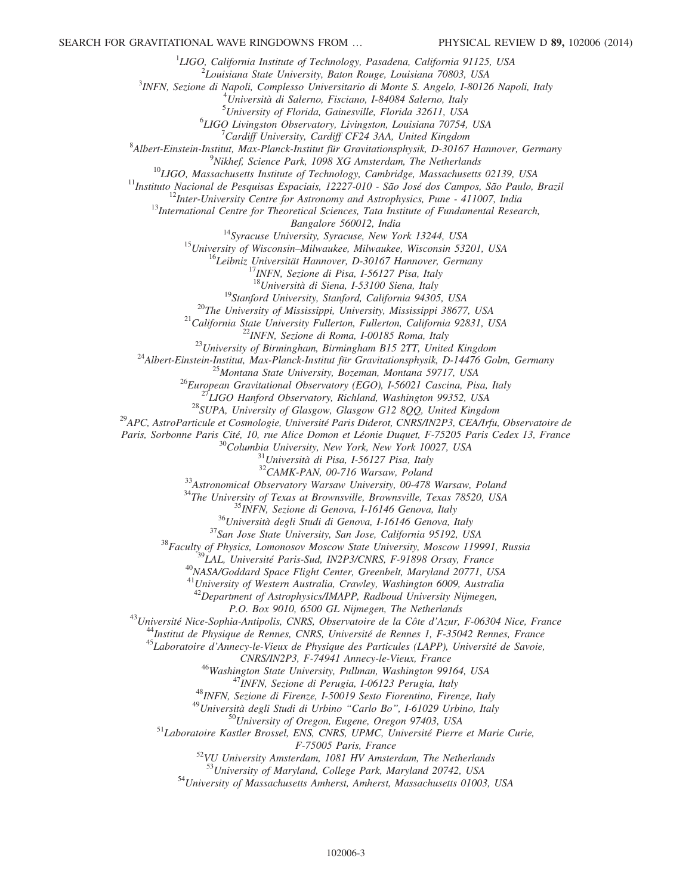[1]LIGO, California Institute of Technology, Pasadena, California 91125, USA

[2]Louisiana State University, Baton Rouge, Louisiana 70803, USA

[3]INFN, Sezione di Napoli, Complesso Universitario di Monte S. Angelo, I-80126 Napoli, Italy

[4]Università di Salerno, Fisciano, I-84084 Salerno, Italy

[5]University of Florida, Gainesville, Florida 32611, USA

[6]LIGO Livingston Observatory, Livingston, Louisiana 70754, USA

[7]Cardiff University, Cardiff CF24 3AA, United Kingdom

[8]Albert-Einstein-Institut, Max-Planck-Institut für Gravitationsphysik, D-30167 Hannover, Germany

[9]Nikhef, Science Park, 1098 XG Amsterdam, The Netherlands

[10]LIGO, Massachusetts Institute of Technology, Cambridge, Massachusetts 02139, USA

[11]Instituto Nacional de Pesquisas Espaciais, 12227-010 - São José dos Campos, São Paulo, Brazil

[12]Inter-University Centre for Astronomy and Astrophysics, Pune - 411007, India

[13]International Centre for Theoretical Sciences, Tata Institute of Fundamental Research, Bangalore 560012, India

[14]Syracuse University, Syracuse, New York 13244, USA

[15]University of Wisconsin–Milwaukee, Milwaukee, Wisconsin 53201, USA

[16]Leibniz Universität Hannover, D-30167 Hannover, Germany

[17]INFN, Sezione di Pisa, I-56127 Pisa, Italy

[18]Università di Siena, I-53100 Siena, Italy

[19]Stanford University, Stanford, California 94305, USA

[20]The University of Mississippi, University, Mississippi 38677, USA

[21]California State University Fullerton, Fullerton, California 92831, USA

[22]INFN, Sezione di Roma, I-00185 Roma, Italy

[23]University of Birmingham, Birmingham B15 2TT, United Kingdom

[24]Albert-Einstein-Institut, Max-Planck-Institut für Gravitationsphysik, D-14476 Golm, Germany

[25]Montana State University, Bozeman, Montana 59717, USA

[26]European Gravitational Observatory (EGO), I-56021 Cascina, Pisa, Italy

[27]LIGO Hanford Observatory, Richland, Washington 99352, USA

[28]SUPA, University of Glasgow, Glasgow G12 8QQ, United Kingdom

[29]APC, AstroParticule et Cosmologie, Université Paris Diderot, CNRS/IN2P3, CEA/Irfu, Observatoire de Paris, Sorbonne Paris Cité, 10, rue Alice Domon et Léonie Duquet, F-75205 Paris Cedex 13, France

[30]Columbia University, New York, New York 10027, USA

[31]Università di Pisa, I-56127 Pisa, Italy

[32]CAMK-PAN, 00-716 Warsaw, Poland

[33]Astronomical Observatory Warsaw University, 00-478 Warsaw, Poland

[34]The University of Texas at Brownsville, Brownsville, Texas 78520, USA

[35]INFN, Sezione di Genova, I-16146 Genova, Italy

[36]Università degli Studi di Genova, I-16146 Genova, Italy

[37]San Jose State University, San Jose, California 95192, USA

[38]Faculty of Physics, Lomonosov Moscow State University, Moscow 119991, Russia

[39]LAL, Université Paris-Sud, IN2P3/CNRS, F-91898 Orsay, France

[40]NASA/Goddard Space Flight Center, Greenbelt, Maryland 20771, USA

[41]University of Western Australia, Crawley, Washington 6009, Australia

[42]Department of Astrophysics/IMAPP, Radboud University Nijmegen, P.O. Box 9010, 6500 GL Nijmegen, The Netherlands

[43]Université Nice-Sophia-Antipolis, CNRS, Observatoire de la Côte d'Azur, F-06304 Nice, France

[44]Institut de Physique de Rennes, CNRS, Université de Rennes 1, F-35042 Rennes, France

[45]Laboratoire d'Annecy-le-Vieux de Physique des Particules (LAPP), Université de Savoie, CNRS/IN2P3, F-74941 Annecy-le-Vieux, France

[46]Washington State University, Pullman, Washington 99164, USA

[47]INFN, Sezione di Perugia, I-06123 Perugia, Italy

[48]INFN, Sezione di Firenze, I-50019 Sesto Fiorentino, Firenze, Italy

[49]Università degli Studi di Urbino "Carlo Bo", I-61029 Urbino, Italy

[50]University of Oregon, Eugene, Oregon 97403, USA

[51]Laboratoire Kastler Brossel, ENS, CNRS, UPMC, Université Pierre et Marie Curie, F-75005 Paris, France

[52]VU University Amsterdam, 1081 HV Amsterdam, The Netherlands

[53]University of Maryland, College Park, Maryland 20742, USA

[54]University of Massachusetts Amherst, Amherst, Massachusetts 01003, USA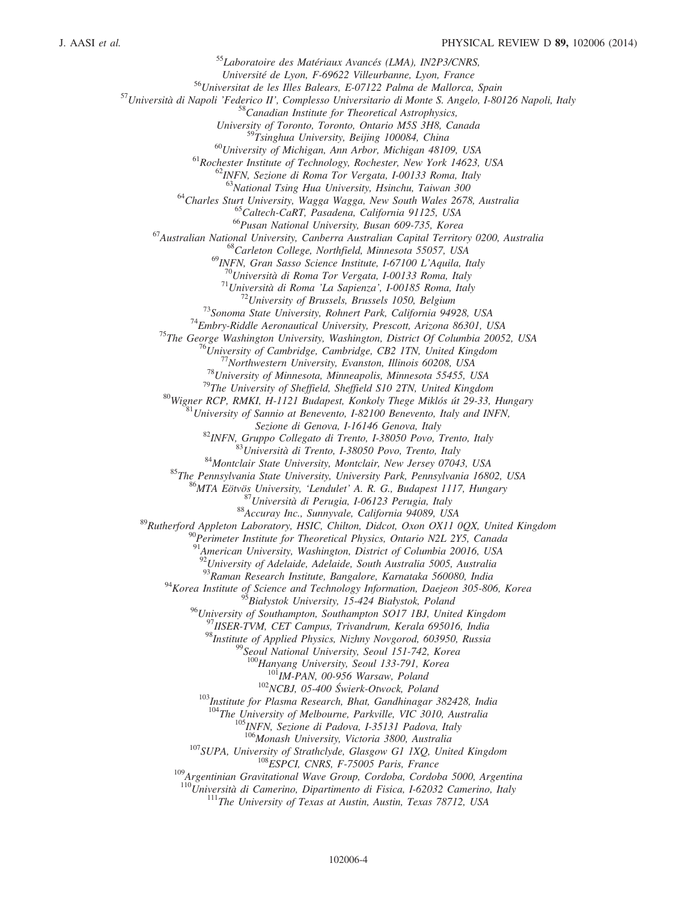[55]*Laboratoire des Matériaux Avancés (LMA), IN2P3/CNRS, Université de Lyon, F-69622 Villeurbanne, Lyon, France*
[56]*Universitat de les Illes Balears, E-07122 Palma de Mallorca, Spain*
[57]*Università di Napoli 'Federico II', Complesso Universitario di Monte S. Angelo, I-80126 Napoli, Italy*
[58]*Canadian Institute for Theoretical Astrophysics, University of Toronto, Toronto, Ontario M5S 3H8, Canada*
[59]*Tsinghua University, Beijing 100084, China*
[60]*University of Michigan, Ann Arbor, Michigan 48109, USA*
[61]*Rochester Institute of Technology, Rochester, New York 14623, USA*
[62]*INFN, Sezione di Roma Tor Vergata, I-00133 Roma, Italy*
[63]*National Tsing Hua University, Hsinchu, Taiwan 300*
[64]*Charles Sturt University, Wagga Wagga, New South Wales 2678, Australia*
[65]*Caltech-CaRT, Pasadena, California 91125, USA*
[66]*Pusan National University, Busan 609-735, Korea*
[67]*Australian National University, Canberra Australian Capital Territory 0200, Australia*
[68]*Carleton College, Northfield, Minnesota 55057, USA*
[69]*INFN, Gran Sasso Science Institute, I-67100 L'Aquila, Italy*
[70]*Università di Roma Tor Vergata, I-00133 Roma, Italy*
[71]*Università di Roma 'La Sapienza', I-00185 Roma, Italy*
[72]*University of Brussels, Brussels 1050, Belgium*
[73]*Sonoma State University, Rohnert Park, California 94928, USA*
[74]*Embry-Riddle Aeronautical University, Prescott, Arizona 86301, USA*
[75]*The George Washington University, Washington, District Of Columbia 20052, USA*
[76]*University of Cambridge, Cambridge, CB2 1TN, United Kingdom*
[77]*Northwestern University, Evanston, Illinois 60208, USA*
[78]*University of Minnesota, Minneapolis, Minnesota 55455, USA*
[79]*The University of Sheffield, Sheffield S10 2TN, United Kingdom*
[80]*Wigner RCP, RMKI, H-1121 Budapest, Konkoly Thege Miklós út 29-33, Hungary*
[81]*University of Sannio at Benevento, I-82100 Benevento, Italy and INFN, Sezione di Genova, I-16146 Genova, Italy*
[82]*INFN, Gruppo Collegato di Trento, I-38050 Povo, Trento, Italy*
[83]*Università di Trento, I-38050 Povo, Trento, Italy*
[84]*Montclair State University, Montclair, New Jersey 07043, USA*
[85]*The Pennsylvania State University, University Park, Pennsylvania 16802, USA*
[86]*MTA Eötvös University, 'Lendulet' A. R. G., Budapest 1117, Hungary*
[87]*Università di Perugia, I-06123 Perugia, Italy*
[88]*Accuray Inc., Sunnyvale, California 94089, USA*
[89]*Rutherford Appleton Laboratory, HSIC, Chilton, Didcot, Oxon OX11 0QX, United Kingdom*
[90]*Perimeter Institute for Theoretical Physics, Ontario N2L 2Y5, Canada*
[91]*American University, Washington, District of Columbia 20016, USA*
[92]*University of Adelaide, Adelaide, South Australia 5005, Australia*
[93]*Raman Research Institute, Bangalore, Karnataka 560080, India*
[94]*Korea Institute of Science and Technology Information, Daejeon 305-806, Korea*
[95]*Białystok University, 15-424 Białystok, Poland*
[96]*University of Southampton, Southampton SO17 1BJ, United Kingdom*
[97]*IISER-TVM, CET Campus, Trivandrum, Kerala 695016, India*
[98]*Institute of Applied Physics, Nizhny Novgorod, 603950, Russia*
[99]*Seoul National University, Seoul 151-742, Korea*
[100]*Hanyang University, Seoul 133-791, Korea*
[101]*IM-PAN, 00-956 Warsaw, Poland*
[102]*NCBJ, 05-400 Świerk-Otwock, Poland*
[103]*Institute for Plasma Research, Bhat, Gandhinagar 382428, India*
[104]*The University of Melbourne, Parkville, VIC 3010, Australia*
[105]*INFN, Sezione di Padova, I-35131 Padova, Italy*
[106]*Monash University, Victoria 3800, Australia*
[107]*SUPA, University of Strathclyde, Glasgow G1 1XQ, United Kingdom*
[108]*ESPCI, CNRS, F-75005 Paris, France*
[109]*Argentinian Gravitational Wave Group, Cordoba, Cordoba 5000, Argentina*
[110]*Università di Camerino, Dipartimento di Fisica, I-62032 Camerino, Italy*
[111]*The University of Texas at Austin, Austin, Texas 78712, USA*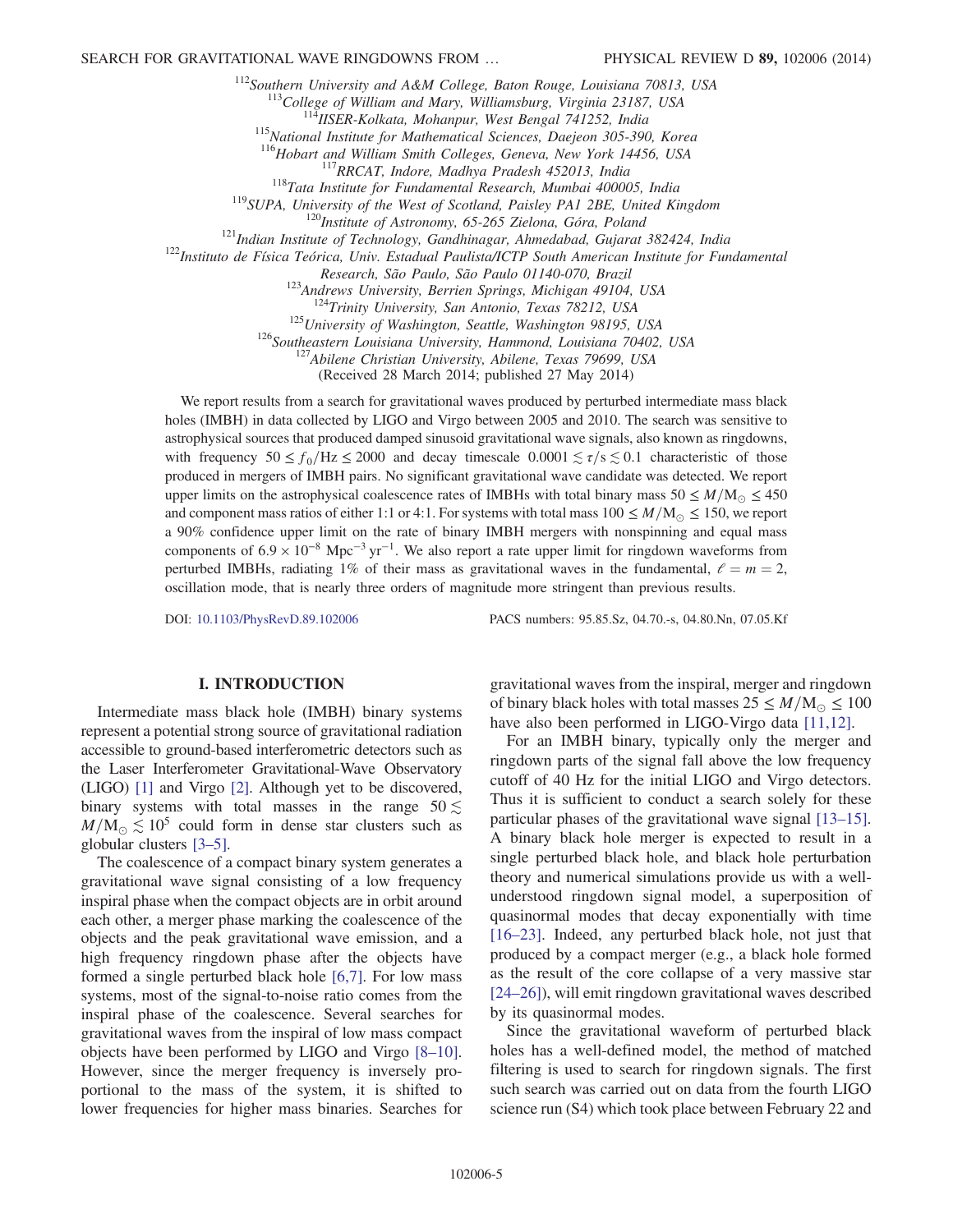[112]Southern University and A&M College, Baton Rouge, Louisiana 70813, USA
[113]College of William and Mary, Williamsburg, Virginia 23187, USA
[114]IISER-Kolkata, Mohanpur, West Bengal 741252, India
[115]National Institute for Mathematical Sciences, Daejeon 305-390, Korea
[116]Hobart and William Smith Colleges, Geneva, New York 14456, USA
[117]RRCAT, Indore, Madhya Pradesh 452013, India
[118]Tata Institute for Fundamental Research, Mumbai 400005, India
[119]SUPA, University of the West of Scotland, Paisley PA1 2BE, United Kingdom
[120]Institute of Astronomy, 65-265 Zielona, Góra, Poland
[121]Indian Institute of Technology, Gandhinagar, Ahmedabad, Gujarat 382424, India
[122]Instituto de Física Teórica, Univ. Estadual Paulista/ICTP South American Institute for Fundamental Research, São Paulo, São Paulo 01140-070, Brazil
[123]Andrews University, Berrien Springs, Michigan 49104, USA
[124]Trinity University, San Antonio, Texas 78212, USA
[125]University of Washington, Seattle, Washington 98195, USA
[126]Southeastern Louisiana University, Hammond, Louisiana 70402, USA
[127]Abilene Christian University, Abilene, Texas 79699, USA

(Received 28 March 2014; published 27 May 2014)

We report results from a search for gravitational waves produced by perturbed intermediate mass black holes (IMBH) in data collected by LIGO and Virgo between 2005 and 2010. The search was sensitive to astrophysical sources that produced damped sinusoid gravitational wave signals, also known as ringdowns, with frequency $50 \leq f_0/\mathrm{Hz} \leq 2000$ and decay timescale $0.0001 \lesssim \tau/\mathrm{s} \lesssim 0.1$ characteristic of those produced in mergers of IMBH pairs. No significant gravitational wave candidate was detected. We report upper limits on the astrophysical coalescence rates of IMBHs with total binary mass $50 \leq M/\mathrm{M}_\odot \leq 450$ and component mass ratios of either 1:1 or 4:1. For systems with total mass $100 \leq M/\mathrm{M}_\odot \leq 150$, we report a 90% confidence upper limit on the rate of binary IMBH mergers with nonspinning and equal mass components of $6.9 \times 10^{-8}\ \mathrm{Mpc}^{-3}\,\mathrm{yr}^{-1}$. We also report a rate upper limit for ringdown waveforms from perturbed IMBHs, radiating 1% of their mass as gravitational waves in the fundamental, $\ell = m = 2$, oscillation mode, that is nearly three orders of magnitude more stringent than previous results.

DOI: 10.1103/PhysRevD.89.102006 PACS numbers: 95.85.Sz, 04.70.-s, 04.80.Nn, 07.05.Kf

## I. INTRODUCTION

Intermediate mass black hole (IMBH) binary systems represent a potential strong source of gravitational radiation accessible to ground-based interferometric detectors such as the Laser Interferometer Gravitational-Wave Observatory (LIGO) [1] and Virgo [2]. Although yet to be discovered, binary systems with total masses in the range $50 \lesssim M/\mathrm{M}_\odot \lesssim 10^5$ could form in dense star clusters such as globular clusters [3–5].

The coalescence of a compact binary system generates a gravitational wave signal consisting of a low frequency inspiral phase when the compact objects are in orbit around each other, a merger phase marking the coalescence of the objects and the peak gravitational wave emission, and a high frequency ringdown phase after the objects have formed a single perturbed black hole [6,7]. For low mass systems, most of the signal-to-noise ratio comes from the inspiral phase of the coalescence. Several searches for gravitational waves from the inspiral of low mass compact objects have been performed by LIGO and Virgo [8–10]. However, since the merger frequency is inversely proportional to the mass of the system, it is shifted to lower frequencies for higher mass binaries. Searches for gravitational waves from the inspiral, merger and ringdown of binary black holes with total masses $25 \leq M/\mathrm{M}_\odot \leq 100$ have also been performed in LIGO-Virgo data [11,12].

For an IMBH binary, typically only the merger and ringdown parts of the signal fall above the low frequency cutoff of 40 Hz for the initial LIGO and Virgo detectors. Thus it is sufficient to conduct a search solely for these particular phases of the gravitational wave signal [13–15]. A binary black hole merger is expected to result in a single perturbed black hole, and black hole perturbation theory and numerical simulations provide us with a well-understood ringdown signal model, a superposition of quasinormal modes that decay exponentially with time [16–23]. Indeed, any perturbed black hole, not just that produced by a compact merger (e.g., a black hole formed as the result of the core collapse of a very massive star [24–26]), will emit ringdown gravitational waves described by its quasinormal modes.

Since the gravitational waveform of perturbed black holes has a well-defined model, the method of matched filtering is used to search for ringdown signals. The first such search was carried out on data from the fourth LIGO science run (S4) which took place between February 22 and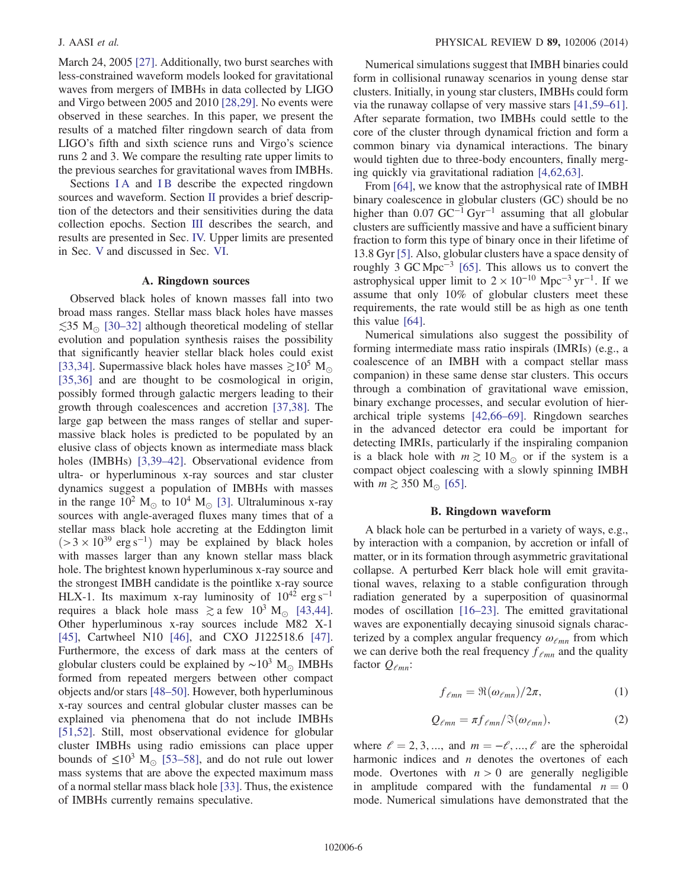March 24, 2005 [27]. Additionally, two burst searches with less-constrained waveform models looked for gravitational waves from mergers of IMBHs in data collected by LIGO and Virgo between 2005 and 2010 [28,29]. No events were observed in these searches. In this paper, we present the results of a matched filter ringdown search of data from LIGO's fifth and sixth science runs and Virgo's science runs 2 and 3. We compare the resulting rate upper limits to the previous searches for gravitational waves from IMBHs.

Sections I A and I B describe the expected ringdown sources and waveform. Section II provides a brief description of the detectors and their sensitivities during the data collection epochs. Section III describes the search, and results are presented in Sec. IV. Upper limits are presented in Sec. V and discussed in Sec. VI.

### A. Ringdown sources

Observed black holes of known masses fall into two broad mass ranges. Stellar mass black holes have masses $\lesssim 35\ \mathrm{M}_\odot$ [30–32] although theoretical modeling of stellar evolution and population synthesis raises the possibility that significantly heavier stellar black holes could exist [33,34]. Supermassive black holes have masses $\gtrsim 10^5\ \mathrm{M}_\odot$ [35,36] and are thought to be cosmological in origin, possibly formed through galactic mergers leading to their growth through coalescences and accretion [37,38]. The large gap between the mass ranges of stellar and supermassive black holes is predicted to be populated by an elusive class of objects known as intermediate mass black holes (IMBHs) [3,39–42]. Observational evidence from ultra- or hyperluminous x-ray sources and star cluster dynamics suggest a population of IMBHs with masses in the range $10^2\ \mathrm{M}_\odot$ to $10^4\ \mathrm{M}_\odot$ [3]. Ultraluminous x-ray sources with angle-averaged fluxes many times that of a stellar mass black hole accreting at the Eddington limit ($>3\times10^{39}\ \mathrm{erg\,s}^{-1}$) may be explained by black holes with masses larger than any known stellar mass black hole. The brightest known hyperluminous x-ray source and the strongest IMBH candidate is the pointlike x-ray source HLX-1. Its maximum x-ray luminosity of $10^{42}\ \mathrm{erg\,s}^{-1}$ requires a black hole mass $\gtrsim$ a few $10^3\ \mathrm{M}_\odot$ [43,44]. Other hyperluminous x-ray sources include M82 X-1 [45], Cartwheel N10 [46], and CXO J122518.6 [47]. Furthermore, the excess of dark mass at the centers of globular clusters could be explained by $\sim 10^3\ \mathrm{M}_\odot$ IMBHs formed from repeated mergers between other compact objects and/or stars [48–50]. However, both hyperluminous x-ray sources and central globular cluster masses can be explained via phenomena that do not include IMBHs [51,52]. Still, most observational evidence for globular cluster IMBHs using radio emissions can place upper bounds of $\lesssim 10^3\ \mathrm{M}_\odot$ [53–58], and do not rule out lower mass systems that are above the expected maximum mass of a normal stellar mass black hole [33]. Thus, the existence of IMBHs currently remains speculative.

Numerical simulations suggest that IMBH binaries could form in collisional runaway scenarios in young dense star clusters. Initially, in young star clusters, IMBHs could form via the runaway collapse of very massive stars [41,59–61]. After separate formation, two IMBHs could settle to the core of the cluster through dynamical friction and form a common binary via dynamical interactions. The binary would tighten due to three-body encounters, finally merging quickly via gravitational radiation [4,62,63].

From [64], we know that the astrophysical rate of IMBH binary coalescence in globular clusters (GC) should be no higher than $0.07\ \mathrm{GC}^{-1}\,\mathrm{Gyr}^{-1}$ assuming that all globular clusters are sufficiently massive and have a sufficient binary fraction to form this type of binary once in their lifetime of 13.8 Gyr [5]. Also, globular clusters have a space density of roughly $3\ \mathrm{GC\,Mpc}^{-3}$ [65]. This allows us to convert the astrophysical upper limit to $2\times10^{-10}\ \mathrm{Mpc}^{-3}\,\mathrm{yr}^{-1}$. If we assume that only 10% of globular clusters meet these requirements, the rate would still be as high as one tenth this value [64].

Numerical simulations also suggest the possibility of forming intermediate mass ratio inspirals (IMRIs) (e.g., a coalescence of an IMBH with a compact stellar mass companion) in these same dense star clusters. This occurs through a combination of gravitational wave emission, binary exchange processes, and secular evolution of hierarchical triple systems [42,66–69]. Ringdown searches in the advanced detector era could be important for detecting IMRIs, particularly if the inspiraling companion is a black hole with $m \gtrsim 10\ \mathrm{M}_\odot$ or if the system is a compact object coalescing with a slowly spinning IMBH with $m \gtrsim 350\ \mathrm{M}_\odot$ [65].

### B. Ringdown waveform

A black hole can be perturbed in a variety of ways, e.g., by interaction with a companion, by accretion or infall of matter, or in its formation through asymmetric gravitational collapse. A perturbed Kerr black hole will emit gravitational waves, relaxing to a stable configuration through radiation generated by a superposition of quasinormal modes of oscillation [16–23]. The emitted gravitational waves are exponentially decaying sinusoid signals characterized by a complex angular frequency $\omega_{\ell mn}$ from which we can derive both the real frequency $f_{\ell mn}$ and the quality factor $Q_{\ell mn}$:

$$f_{\ell mn} = \Re(\omega_{\ell mn})/2\pi, \tag{1}$$

$$Q_{\ell mn} = \pi f_{\ell mn}/\Im(\omega_{\ell mn}), \tag{2}$$

where $\ell = 2, 3, \ldots,$ and $m = -\ell, \ldots, \ell$ are the spheroidal harmonic indices and $n$ denotes the overtones of each mode. Overtones with $n > 0$ are generally negligible in amplitude compared with the fundamental $n = 0$ mode. Numerical simulations have demonstrated that the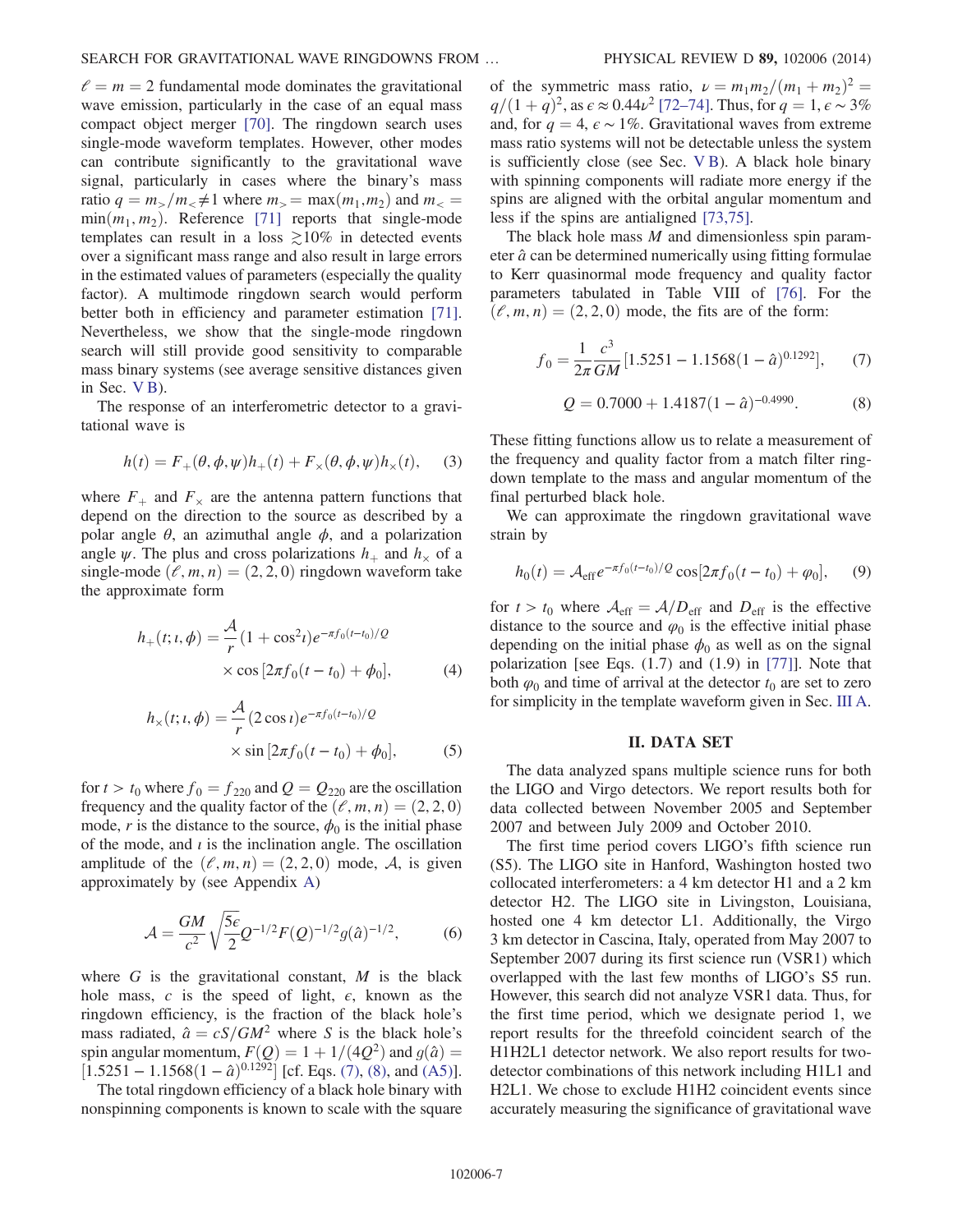$\ell = m = 2$ fundamental mode dominates the gravitational wave emission, particularly in the case of an equal mass compact object merger [70]. The ringdown search uses single-mode waveform templates. However, other modes can contribute significantly to the gravitational wave signal, particularly in cases where the binary's mass ratio $q = m_> / m_< \neq 1$ where $m_> = \max(m_1, m_2)$ and $m_< = \min(m_1, m_2)$. Reference [71] reports that single-mode templates can result in a loss $\gtrsim 10\%$ in detected events over a significant mass range and also result in large errors in the estimated values of parameters (especially the quality factor). A multimode ringdown search would perform better both in efficiency and parameter estimation [71]. Nevertheless, we show that the single-mode ringdown search will still provide good sensitivity to comparable mass binary systems (see average sensitive distances given in Sec. V B).

The response of an interferometric detector to a gravitational wave is

$$h(t) = F_+(\theta, \phi, \psi) h_+(t) + F_\times(\theta, \phi, \psi) h_\times(t), \tag{3}$$

where $F_+$ and $F_\times$ are the antenna pattern functions that depend on the direction to the source as described by a polar angle $\theta$, an azimuthal angle $\phi$, and a polarization angle $\psi$. The plus and cross polarizations $h_+$ and $h_\times$ of a single-mode $(\ell, m, n) = (2, 2, 0)$ ringdown waveform take the approximate form

$$h_+(t; \iota, \phi) = \frac{\mathcal{A}}{r}(1 + \cos^2 \iota) e^{-\pi f_0 (t - t_0)/Q} \times \cos[2\pi f_0 (t - t_0) + \phi_0], \tag{4}$$

$$h_\times(t; \iota, \phi) = \frac{\mathcal{A}}{r}(2 \cos \iota) e^{-\pi f_0 (t - t_0)/Q} \times \sin[2\pi f_0 (t - t_0) + \phi_0], \tag{5}$$

for $t > t_0$ where $f_0 = f_{220}$ and $Q = Q_{220}$ are the oscillation frequency and the quality factor of the $(\ell, m, n) = (2, 2, 0)$ mode, $r$ is the distance to the source, $\phi_0$ is the initial phase of the mode, and $\iota$ is the inclination angle. The oscillation amplitude of the $(\ell, m, n) = (2, 2, 0)$ mode, $\mathcal{A}$, is given approximately by (see Appendix A)

$$\mathcal{A} = \frac{GM}{c^2} \sqrt{\frac{5\epsilon}{2}} Q^{-1/2} F(Q)^{-1/2} g(\hat{a})^{-1/2}, \tag{6}$$

where $G$ is the gravitational constant, $M$ is the black hole mass, $c$ is the speed of light, $\epsilon$, known as the ringdown efficiency, is the fraction of the black hole's mass radiated, $\hat{a} = cS/GM^2$ where $S$ is the black hole's spin angular momentum, $F(Q) = 1 + 1/(4Q^2)$ and $g(\hat{a}) = [1.5251 - 1.1568(1 - \hat{a})^{0.1292}]$ [cf. Eqs. (7), (8), and (A5)].

The total ringdown efficiency of a black hole binary with nonspinning components is known to scale with the square of the symmetric mass ratio, $\nu = m_1 m_2 / (m_1 + m_2)^2 = q/(1 + q)^2$, as $\epsilon \approx 0.44\nu^2$ [72–74]. Thus, for $q = 1$, $\epsilon \sim 3\%$ and, for $q = 4$, $\epsilon \sim 1\%$. Gravitational waves from extreme mass ratio systems will not be detectable unless the system is sufficiently close (see Sec. V B). A black hole binary with spinning components will radiate more energy if the spins are aligned with the orbital angular momentum and less if the spins are antialigned [73,75].

The black hole mass $M$ and dimensionless spin parameter $\hat{a}$ can be determined numerically using fitting formulae to Kerr quasinormal mode frequency and quality factor parameters tabulated in Table VIII of [76]. For the $(\ell, m, n) = (2, 2, 0)$ mode, the fits are of the form:

$$f_0 = \frac{1}{2\pi} \frac{c^3}{GM} [1.5251 - 1.1568(1 - \hat{a})^{0.1292}], \tag{7}$$

$$Q = 0.7000 + 1.4187(1 - \hat{a})^{-0.4990}. \tag{8}$$

These fitting functions allow us to relate a measurement of the frequency and quality factor from a match filter ringdown template to the mass and angular momentum of the final perturbed black hole.

We can approximate the ringdown gravitational wave strain by

$$h_0(t) = \mathcal{A}_{\rm eff} e^{-\pi f_0 (t - t_0)/Q} \cos[2\pi f_0 (t - t_0) + \varphi_0], \tag{9}$$

for $t > t_0$ where $\mathcal{A}_{\rm eff} = \mathcal{A}/D_{\rm eff}$ and $D_{\rm eff}$ is the effective distance to the source and $\varphi_0$ is the effective initial phase depending on the initial phase $\phi_0$ as well as on the signal polarization [see Eqs. (1.7) and (1.9) in [77]]. Note that both $\varphi_0$ and time of arrival at the detector $t_0$ are set to zero for simplicity in the template waveform given in Sec. III A.

## II. DATA SET

The data analyzed spans multiple science runs for both the LIGO and Virgo detectors. We report results both for data collected between November 2005 and September 2007 and between July 2009 and October 2010.

The first time period covers LIGO's fifth science run (S5). The LIGO site in Hanford, Washington hosted two collocated interferometers: a 4 km detector H1 and a 2 km detector H2. The LIGO site in Livingston, Louisiana, hosted one 4 km detector L1. Additionally, the Virgo 3 km detector in Cascina, Italy, operated from May 2007 to September 2007 during its first science run (VSR1) which overlapped with the last few months of LIGO's S5 run. However, this search did not analyze VSR1 data. Thus, for the first time period, which we designate period 1, we report results for the threefold coincident search of the H1H2L1 detector network. We also report results for two-detector combinations of this network including H1L1 and H2L1. We chose to exclude H1H2 coincident events since accurately measuring the significance of gravitational wave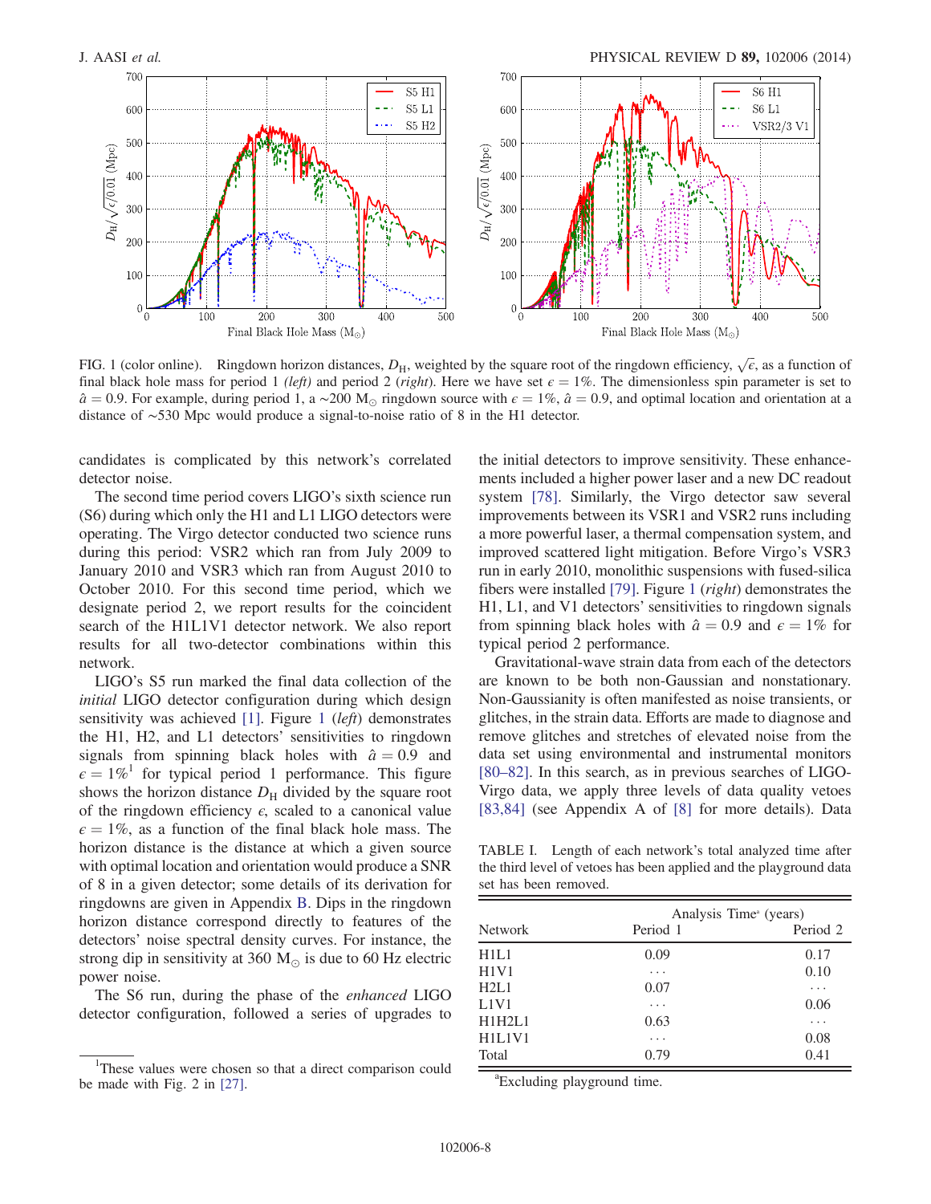FIG. 1 (color online). Ringdown horizon distances, $D_H$, weighted by the square root of the ringdown efficiency, $\sqrt{\epsilon}$, as a function of final black hole mass for period 1 (*left*) and period 2 (*right*). Here we have set $\epsilon = 1\%$. The dimensionless spin parameter is set to $\hat{a} = 0.9$. For example, during period 1, a $\sim$200 $M_\odot$ ringdown source with $\epsilon = 1\%$, $\hat{a} = 0.9$, and optimal location and orientation at a distance of $\sim$530 Mpc would produce a signal-to-noise ratio of 8 in the H1 detector.

candidates is complicated by this network's correlated detector noise.

The second time period covers LIGO's sixth science run (S6) during which only the H1 and L1 LIGO detectors were operating. The Virgo detector conducted two science runs during this period: VSR2 which ran from July 2009 to January 2010 and VSR3 which ran from August 2010 to October 2010. For this second time period, which we designate period 2, we report results for the coincident search of the H1L1V1 detector network. We also report results for all two-detector combinations within this network.

LIGO's S5 run marked the final data collection of the *initial* LIGO detector configuration during which design sensitivity was achieved [1]. Figure 1 (*left*) demonstrates the H1, H2, and L1 detectors' sensitivities to ringdown signals from spinning black holes with $\hat{a} = 0.9$ and $\epsilon = 1\%$[1] for typical period 1 performance. This figure shows the horizon distance $D_H$ divided by the square root of the ringdown efficiency $\epsilon$, scaled to a canonical value $\epsilon = 1\%$, as a function of the final black hole mass. The horizon distance is the distance at which a given source with optimal location and orientation would produce a SNR of 8 in a given detector; some details of its derivation for ringdowns are given in Appendix B. Dips in the ringdown horizon distance correspond directly to features of the detectors' noise spectral density curves. For instance, the strong dip in sensitivity at 360 $M_\odot$ is due to 60 Hz electric power noise.

The S6 run, during the phase of the *enhanced* LIGO detector configuration, followed a series of upgrades to the initial detectors to improve sensitivity. These enhancements included a higher power laser and a new DC readout system [78]. Similarly, the Virgo detector saw several improvements between its VSR1 and VSR2 runs including a more powerful laser, a thermal compensation system, and improved scattered light mitigation. Before Virgo's VSR3 run in early 2010, monolithic suspensions with fused-silica fibers were installed [79]. Figure 1 (*right*) demonstrates the H1, L1, and V1 detectors' sensitivities to ringdown signals from spinning black holes with $\hat{a} = 0.9$ and $\epsilon = 1\%$ for typical period 2 performance.

Gravitational-wave strain data from each of the detectors are known to be both non-Gaussian and nonstationary. Non-Gaussianity is often manifested as noise transients, or glitches, in the strain data. Efforts are made to diagnose and remove glitches and stretches of elevated noise from the data set using environmental and instrumental monitors [80–82]. In this search, as in previous searches of LIGO-Virgo data, we apply three levels of data quality vetoes [83,84] (see Appendix A of [8] for more details). Data

TABLE I. Length of each network's total analyzed time after the third level of vetoes has been applied and the playground data set has been removed.

| Network | Analysis Time[a] (years) Period 1 | Period 2 |
|---|---|---|
| H1L1 | 0.09 | 0.17 |
| H1V1 | ⋯ | 0.10 |
| H2L1 | 0.07 | ⋯ |
| L1V1 | ⋯ | 0.06 |
| H1H2L1 | 0.63 | ⋯ |
| H1L1V1 | ⋯ | 0.08 |
| Total | 0.79 | 0.41 |

[a]Excluding playground time.

[1]These values were chosen so that a direct comparison could be made with Fig. 2 in [27].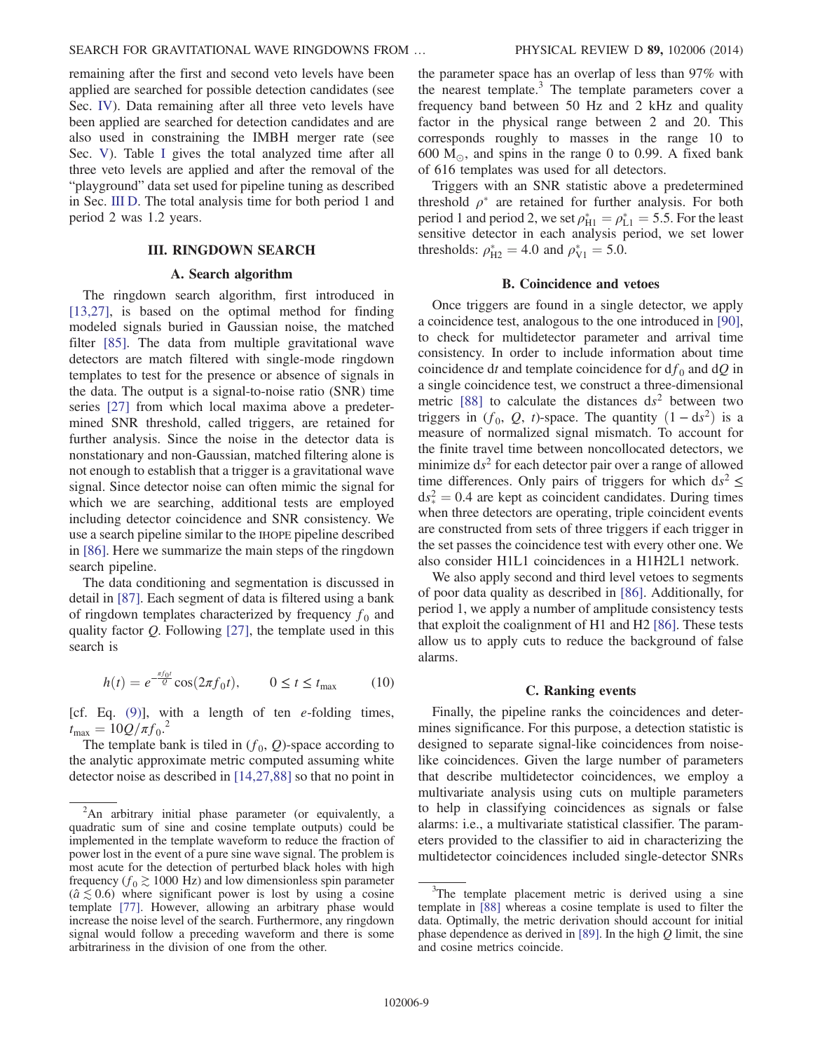remaining after the first and second veto levels have been applied are searched for possible detection candidates (see Sec. IV). Data remaining after all three veto levels have been applied are searched for detection candidates and are also used in constraining the IMBH merger rate (see Sec. V). Table I gives the total analyzed time after all three veto levels are applied and after the removal of the "playground" data set used for pipeline tuning as described in Sec. III D. The total analysis time for both period 1 and period 2 was 1.2 years.

## III. RINGDOWN SEARCH

### A. Search algorithm

The ringdown search algorithm, first introduced in [13,27], is based on the optimal method for finding modeled signals buried in Gaussian noise, the matched filter [85]. The data from multiple gravitational wave detectors are match filtered with single-mode ringdown templates to test for the presence or absence of signals in the data. The output is a signal-to-noise ratio (SNR) time series [27] from which local maxima above a predetermined SNR threshold, called triggers, are retained for further analysis. Since the noise in the detector data is nonstationary and non-Gaussian, matched filtering alone is not enough to establish that a trigger is a gravitational wave signal. Since detector noise can often mimic the signal for which we are searching, additional tests are employed including detector coincidence and SNR consistency. We use a search pipeline similar to the IHOPE pipeline described in [86]. Here we summarize the main steps of the ringdown search pipeline.

The data conditioning and segmentation is discussed in detail in [87]. Each segment of data is filtered using a bank of ringdown templates characterized by frequency $f_0$ and quality factor $Q$. Following [27], the template used in this search is

$$h(t) = e^{-\frac{\pi f_0 t}{Q}} \cos(2\pi f_0 t), \qquad 0 \leq t \leq t_{\max} \tag{10}$$

[cf. Eq. (9)], with a length of ten $e$-folding times, $t_{\max} = 10Q/\pi f_0$.[2]

The template bank is tiled in $(f_0, Q)$-space according to the analytic approximate metric computed assuming white detector noise as described in [14,27,88] so that no point in the parameter space has an overlap of less than 97% with the nearest template.[3] The template parameters cover a frequency band between 50 Hz and 2 kHz and quality factor in the physical range between 2 and 20. This corresponds roughly to masses in the range 10 to 600 $M_\odot$, and spins in the range 0 to 0.99. A fixed bank of 616 templates was used for all detectors.

Triggers with an SNR statistic above a predetermined threshold $\rho^*$ are retained for further analysis. For both period 1 and period 2, we set $\rho^*_{\mathrm{H1}} = \rho^*_{\mathrm{L1}} = 5.5$. For the least sensitive detector in each analysis period, we set lower thresholds: $\rho^*_{\mathrm{H2}} = 4.0$ and $\rho^*_{\mathrm{V1}} = 5.0$.

### B. Coincidence and vetoes

Once triggers are found in a single detector, we apply a coincidence test, analogous to the one introduced in [90], to check for multidetector parameter and arrival time consistency. In order to include information about time coincidence $\mathrm{d}t$ and template coincidence for $\mathrm{d}f_0$ and $\mathrm{d}Q$ in a single coincidence test, we construct a three-dimensional metric [88] to calculate the distances $\mathrm{d}s^2$ between two triggers in $(f_0, Q, t)$-space. The quantity $(1 - \mathrm{d}s^2)$ is a measure of normalized signal mismatch. To account for the finite travel time between noncollocated detectors, we minimize $\mathrm{d}s^2$ for each detector pair over a range of allowed time differences. Only pairs of triggers for which $\mathrm{d}s^2 \leq \mathrm{d}s^2_* = 0.4$ are kept as coincident candidates. During times when three detectors are operating, triple coincident events are constructed from sets of three triggers if each trigger in the set passes the coincidence test with every other one. We also consider H1L1 coincidences in a H1H2L1 network.

We also apply second and third level vetoes to segments of poor data quality as described in [86]. Additionally, for period 1, we apply a number of amplitude consistency tests that exploit the coalignment of H1 and H2 [86]. These tests allow us to apply cuts to reduce the background of false alarms.

### C. Ranking events

Finally, the pipeline ranks the coincidences and determines significance. For this purpose, a detection statistic is designed to separate signal-like coincidences from noise-like coincidences. Given the large number of parameters that describe multidetector coincidences, we employ a multivariate analysis using cuts on multiple parameters to help in classifying coincidences as signals or false alarms: i.e., a multivariate statistical classifier. The parameters provided to the classifier to aid in characterizing the multidetector coincidences included single-detector SNRs

---

[2] An arbitrary initial phase parameter (or equivalently, a quadratic sum of sine and cosine template outputs) could be implemented in the template waveform to reduce the fraction of power lost in the event of a pure sine wave signal. The problem is most acute for the detection of perturbed black holes with high frequency ($f_0 \gtrsim 1000$ Hz) and low dimensionless spin parameter ($\hat{a} \lesssim 0.6$) where significant power is lost by using a cosine template [77]. However, allowing an arbitrary phase would increase the noise level of the search. Furthermore, any ringdown signal would follow a preceding waveform and there is some arbitrariness in the division of one from the other.

[3] The template placement metric is derived using a sine template in [88] whereas a cosine template is used to filter the data. Optimally, the metric derivation should account for initial phase dependence as derived in [89]. In the high $Q$ limit, the sine and cosine metrics coincide.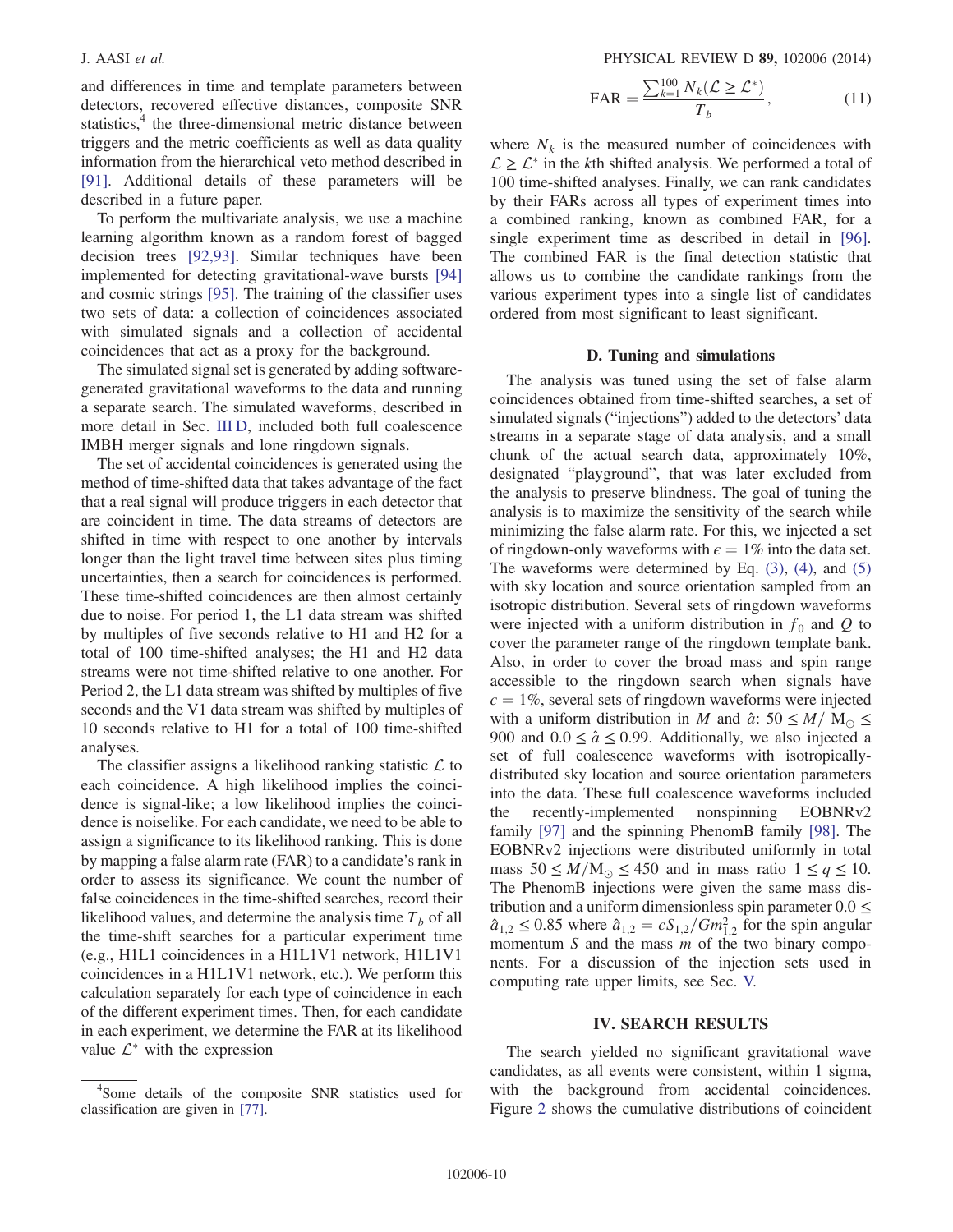and differences in time and template parameters between detectors, recovered effective distances, composite SNR statistics,[4] the three-dimensional metric distance between triggers and the metric coefficients as well as data quality information from the hierarchical veto method described in [91]. Additional details of these parameters will be described in a future paper.

To perform the multivariate analysis, we use a machine learning algorithm known as a random forest of bagged decision trees [92,93]. Similar techniques have been implemented for detecting gravitational-wave bursts [94] and cosmic strings [95]. The training of the classifier uses two sets of data: a collection of coincidences associated with simulated signals and a collection of accidental coincidences that act as a proxy for the background.

The simulated signal set is generated by adding software-generated gravitational waveforms to the data and running a separate search. The simulated waveforms, described in more detail in Sec. III D, included both full coalescence IMBH merger signals and lone ringdown signals.

The set of accidental coincidences is generated using the method of time-shifted data that takes advantage of the fact that a real signal will produce triggers in each detector that are coincident in time. The data streams of detectors are shifted in time with respect to one another by intervals longer than the light travel time between sites plus timing uncertainties, then a search for coincidences is performed. These time-shifted coincidences are then almost certainly due to noise. For period 1, the L1 data stream was shifted by multiples of five seconds relative to H1 and H2 for a total of 100 time-shifted analyses; the H1 and H2 data streams were not time-shifted relative to one another. For Period 2, the L1 data stream was shifted by multiples of five seconds and the V1 data stream was shifted by multiples of 10 seconds relative to H1 for a total of 100 time-shifted analyses.

The classifier assigns a likelihood ranking statistic $\mathcal{L}$ to each coincidence. A high likelihood implies the coincidence is signal-like; a low likelihood implies the coincidence is noiselike. For each candidate, we need to be able to assign a significance to its likelihood ranking. This is done by mapping a false alarm rate (FAR) to a candidate's rank in order to assess its significance. We count the number of false coincidences in the time-shifted searches, record their likelihood values, and determine the analysis time $T_b$ of all the time-shift searches for a particular experiment time (e.g., H1L1 coincidences in a H1L1V1 network, H1L1V1 coincidences in a H1L1V1 network, etc.). We perform this calculation separately for each type of coincidence in each of the different experiment times. Then, for each candidate in each experiment, we determine the FAR at its likelihood value $\mathcal{L}^*$ with the expression

$$\mathrm{FAR} = \frac{\sum_{k=1}^{100} N_k(\mathcal{L} \geq \mathcal{L}^*)}{T_b}, \tag{11}$$

where $N_k$ is the measured number of coincidences with $\mathcal{L} \geq \mathcal{L}^*$ in the $k$th shifted analysis. We performed a total of 100 time-shifted analyses. Finally, we can rank candidates by their FARs across all types of experiment times into a combined ranking, known as combined FAR, for a single experiment time as described in detail in [96]. The combined FAR is the final detection statistic that allows us to combine the candidate rankings from the various experiment types into a single list of candidates ordered from most significant to least significant.

### D. Tuning and simulations

The analysis was tuned using the set of false alarm coincidences obtained from time-shifted searches, a set of simulated signals ("injections") added to the detectors' data streams in a separate stage of data analysis, and a small chunk of the actual search data, approximately 10%, designated "playground", that was later excluded from the analysis to preserve blindness. The goal of tuning the analysis is to maximize the sensitivity of the search while minimizing the false alarm rate. For this, we injected a set of ringdown-only waveforms with $\epsilon = 1\%$ into the data set. The waveforms were determined by Eq. (3), (4), and (5) with sky location and source orientation sampled from an isotropic distribution. Several sets of ringdown waveforms were injected with a uniform distribution in $f_0$ and $Q$ to cover the parameter range of the ringdown template bank. Also, in order to cover the broad mass and spin range accessible to the ringdown search when signals have $\epsilon = 1\%$, several sets of ringdown waveforms were injected with a uniform distribution in $M$ and $\hat{a}$: $50 \leq M/\,\mathrm{M}_\odot \leq 900$ and $0.0 \leq \hat{a} \leq 0.99$. Additionally, we also injected a set of full coalescence waveforms with isotropically-distributed sky location and source orientation parameters into the data. These full coalescence waveforms included the recently-implemented nonspinning EOBNRv2 family [97] and the spinning PhenomB family [98]. The EOBNRv2 injections were distributed uniformly in total mass $50 \leq M/\mathrm{M}_\odot \leq 450$ and in mass ratio $1 \leq q \leq 10$. The PhenomB injections were given the same mass distribution and a uniform dimensionless spin parameter $0.0 \leq \hat{a}_{1,2} \leq 0.85$ where $\hat{a}_{1,2} = cS_{1,2}/Gm_{1,2}^2$ for the spin angular momentum $S$ and the mass $m$ of the two binary components. For a discussion of the injection sets used in computing rate upper limits, see Sec. V.

## IV. SEARCH RESULTS

The search yielded no significant gravitational wave candidates, as all events were consistent, within 1 sigma, with the background from accidental coincidences. Figure 2 shows the cumulative distributions of coincident

[4] Some details of the composite SNR statistics used for classification are given in [77].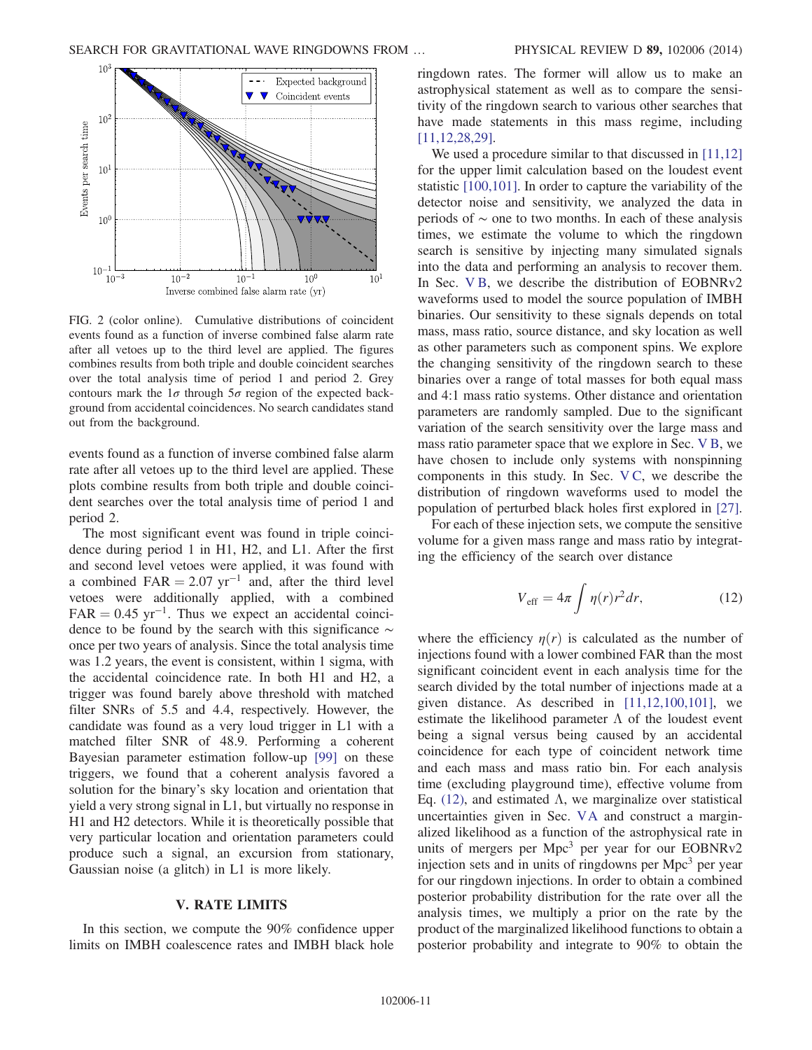FIG. 2 (color online). Cumulative distributions of coincident events found as a function of inverse combined false alarm rate after all vetoes up to the third level are applied. The figures combines results from both triple and double coincident searches over the total analysis time of period 1 and period 2. Grey contours mark the $1\sigma$ through $5\sigma$ region of the expected background from accidental coincidences. No search candidates stand out from the background.

events found as a function of inverse combined false alarm rate after all vetoes up to the third level are applied. These plots combine results from both triple and double coincident searches over the total analysis time of period 1 and period 2.

The most significant event was found in triple coincidence during period 1 in H1, H2, and L1. After the first and second level vetoes were applied, it was found with a combined $\mathrm{FAR} = 2.07\ \mathrm{yr}^{-1}$ and, after the third level vetoes were additionally applied, with a combined $\mathrm{FAR} = 0.45\ \mathrm{yr}^{-1}$. Thus we expect an accidental coincidence to be found by the search with this significance $\sim$ once per two years of analysis. Since the total analysis time was 1.2 years, the event is consistent, within 1 sigma, with the accidental coincidence rate. In both H1 and H2, a trigger was found barely above threshold with matched filter SNRs of 5.5 and 4.4, respectively. However, the candidate was found as a very loud trigger in L1 with a matched filter SNR of 48.9. Performing a coherent Bayesian parameter estimation follow-up [99] on these triggers, we found that a coherent analysis favored a solution for the binary's sky location and orientation that yield a very strong signal in L1, but virtually no response in H1 and H2 detectors. While it is theoretically possible that very particular location and orientation parameters could produce such a signal, an excursion from stationary, Gaussian noise (a glitch) in L1 is more likely.

## V. RATE LIMITS

In this section, we compute the 90% confidence upper limits on IMBH coalescence rates and IMBH black hole ringdown rates. The former will allow us to make an astrophysical statement as well as to compare the sensitivity of the ringdown search to various other searches that have made statements in this mass regime, including [11,12,28,29].

We used a procedure similar to that discussed in [11,12] for the upper limit calculation based on the loudest event statistic [100,101]. In order to capture the variability of the detector noise and sensitivity, we analyzed the data in periods of $\sim$ one to two months. In each of these analysis times, we estimate the volume to which the ringdown search is sensitive by injecting many simulated signals into the data and performing an analysis to recover them. In Sec. V B, we describe the distribution of EOBNRv2 waveforms used to model the source population of IMBH binaries. Our sensitivity to these signals depends on total mass, mass ratio, source distance, and sky location as well as other parameters such as component spins. We explore the changing sensitivity of the ringdown search to these binaries over a range of total masses for both equal mass and 4:1 mass ratio systems. Other distance and orientation parameters are randomly sampled. Due to the significant variation of the search sensitivity over the large mass and mass ratio parameter space that we explore in Sec. V B, we have chosen to include only systems with nonspinning components in this study. In Sec. V C, we describe the distribution of ringdown waveforms used to model the population of perturbed black holes first explored in [27].

For each of these injection sets, we compute the sensitive volume for a given mass range and mass ratio by integrating the efficiency of the search over distance

$$V_{\mathrm{eff}} = 4\pi \int \eta(r) r^2 dr, \tag{12}$$

where the efficiency $\eta(r)$ is calculated as the number of injections found with a lower combined FAR than the most significant coincident event in each analysis time for the search divided by the total number of injections made at a given distance. As described in [11,12,100,101], we estimate the likelihood parameter $\Lambda$ of the loudest event being a signal versus being caused by an accidental coincidence for each type of coincident network time and each mass and mass ratio bin. For each analysis time (excluding playground time), effective volume from Eq. (12), and estimated $\Lambda$, we marginalize over statistical uncertainties given in Sec. V A and construct a marginalized likelihood as a function of the astrophysical rate in units of mergers per $\mathrm{Mpc}^3$ per year for our EOBNRv2 injection sets and in units of ringdowns per $\mathrm{Mpc}^3$ per year for our ringdown injections. In order to obtain a combined posterior probability distribution for the rate over all the analysis times, we multiply a prior on the rate by the product of the marginalized likelihood functions to obtain a posterior probability and integrate to 90% to obtain the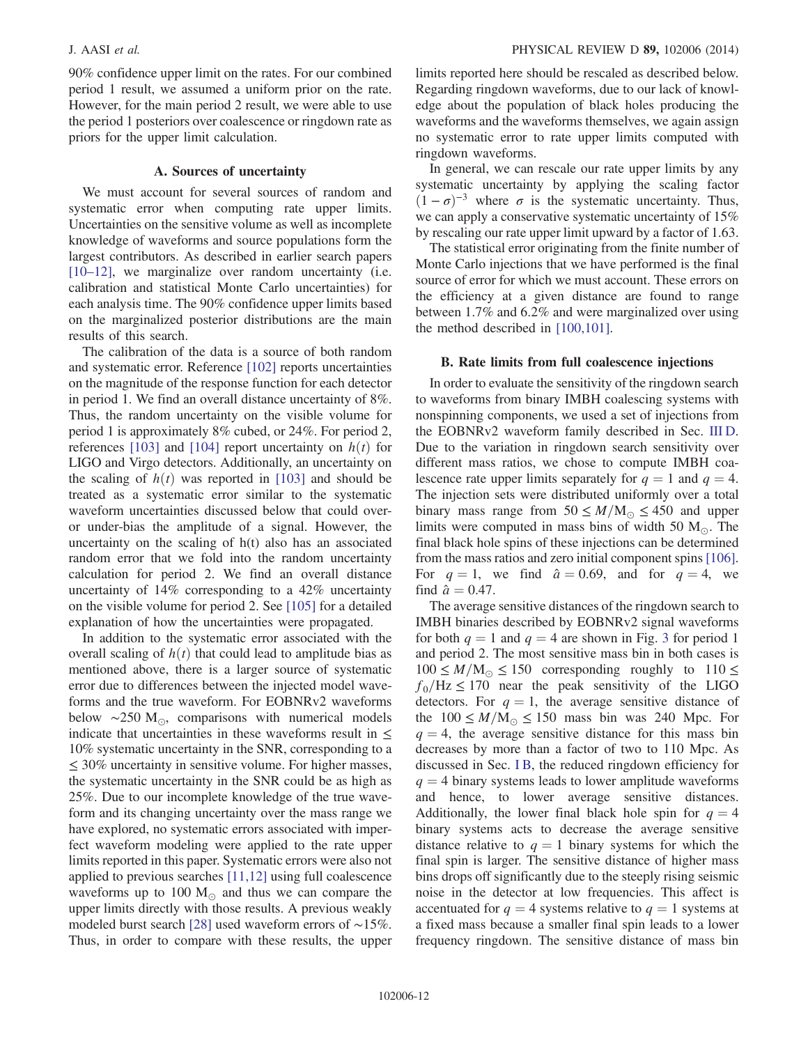90% confidence upper limit on the rates. For our combined period 1 result, we assumed a uniform prior on the rate. However, for the main period 2 result, we were able to use the period 1 posteriors over coalescence or ringdown rate as priors for the upper limit calculation.

### A. Sources of uncertainty

We must account for several sources of random and systematic error when computing rate upper limits. Uncertainties on the sensitive volume as well as incomplete knowledge of waveforms and source populations form the largest contributors. As described in earlier search papers [10–12], we marginalize over random uncertainty (i.e. calibration and statistical Monte Carlo uncertainties) for each analysis time. The 90% confidence upper limits based on the marginalized posterior distributions are the main results of this search.

The calibration of the data is a source of both random and systematic error. Reference [102] reports uncertainties on the magnitude of the response function for each detector in period 1. We find an overall distance uncertainty of 8%. Thus, the random uncertainty on the visible volume for period 1 is approximately 8% cubed, or 24%. For period 2, references [103] and [104] report uncertainty on $h(t)$ for LIGO and Virgo detectors. Additionally, an uncertainty on the scaling of $h(t)$ was reported in [103] and should be treated as a systematic error similar to the systematic waveform uncertainties discussed below that could over- or under-bias the amplitude of a signal. However, the uncertainty on the scaling of h(t) also has an associated random error that we fold into the random uncertainty calculation for period 2. We find an overall distance uncertainty of 14% corresponding to a 42% uncertainty on the visible volume for period 2. See [105] for a detailed explanation of how the uncertainties were propagated.

In addition to the systematic error associated with the overall scaling of $h(t)$ that could lead to amplitude bias as mentioned above, there is a larger source of systematic error due to differences between the injected model waveforms and the true waveform. For EOBNRv2 waveforms below $\sim 250\ \mathrm{M}_\odot$, comparisons with numerical models indicate that uncertainties in these waveforms result in $\leq 10\%$ systematic uncertainty in the SNR, corresponding to a $\leq 30\%$ uncertainty in sensitive volume. For higher masses, the systematic uncertainty in the SNR could be as high as 25%. Due to our incomplete knowledge of the true waveform and its changing uncertainty over the mass range we have explored, no systematic errors associated with imperfect waveform modeling were applied to the rate upper limits reported in this paper. Systematic errors were also not applied to previous searches [11,12] using full coalescence waveforms up to $100\ \mathrm{M}_\odot$ and thus we can compare the upper limits directly with those results. A previous weakly modeled burst search [28] used waveform errors of $\sim 15\%$. Thus, in order to compare with these results, the upper limits reported here should be rescaled as described below. Regarding ringdown waveforms, due to our lack of knowledge about the population of black holes producing the waveforms and the waveforms themselves, we again assign no systematic error to rate upper limits computed with ringdown waveforms.

In general, we can rescale our rate upper limits by any systematic uncertainty by applying the scaling factor $(1-\sigma)^{-3}$ where $\sigma$ is the systematic uncertainty. Thus, we can apply a conservative systematic uncertainty of 15% by rescaling our rate upper limit upward by a factor of 1.63.

The statistical error originating from the finite number of Monte Carlo injections that we have performed is the final source of error for which we must account. These errors on the efficiency at a given distance are found to range between 1.7% and 6.2% and were marginalized over using the method described in [100,101].

### B. Rate limits from full coalescence injections

In order to evaluate the sensitivity of the ringdown search to waveforms from binary IMBH coalescing systems with nonspinning components, we used a set of injections from the EOBNRv2 waveform family described in Sec. III D. Due to the variation in ringdown search sensitivity over different mass ratios, we chose to compute IMBH coalescence rate upper limits separately for $q = 1$ and $q = 4$. The injection sets were distributed uniformly over a total binary mass range from $50 \leq M/\mathrm{M}_\odot \leq 450$ and upper limits were computed in mass bins of width $50\ \mathrm{M}_\odot$. The final black hole spins of these injections can be determined from the mass ratios and zero initial component spins [106]. For $q = 1$, we find $\hat{a} = 0.69$, and for $q = 4$, we find $\hat{a} = 0.47$.

The average sensitive distances of the ringdown search to IMBH binaries described by EOBNRv2 signal waveforms for both $q = 1$ and $q = 4$ are shown in Fig. 3 for period 1 and period 2. The most sensitive mass bin in both cases is $100 \leq M/\mathrm{M}_\odot \leq 150$ corresponding roughly to $110 \leq f_0/\mathrm{Hz} \leq 170$ near the peak sensitivity of the LIGO detectors. For $q = 1$, the average sensitive distance of the $100 \leq M/\mathrm{M}_\odot \leq 150$ mass bin was 240 Mpc. For $q = 4$, the average sensitive distance for this mass bin decreases by more than a factor of two to 110 Mpc. As discussed in Sec. I B, the reduced ringdown efficiency for $q = 4$ binary systems leads to lower amplitude waveforms and hence, to lower average sensitive distances. Additionally, the lower final black hole spin for $q = 4$ binary systems acts to decrease the average sensitive distance relative to $q = 1$ binary systems for which the final spin is larger. The sensitive distance of higher mass bins drops off significantly due to the steeply rising seismic noise in the detector at low frequencies. This affect is accentuated for $q = 4$ systems relative to $q = 1$ systems at a fixed mass because a smaller final spin leads to a lower frequency ringdown. The sensitive distance of mass bin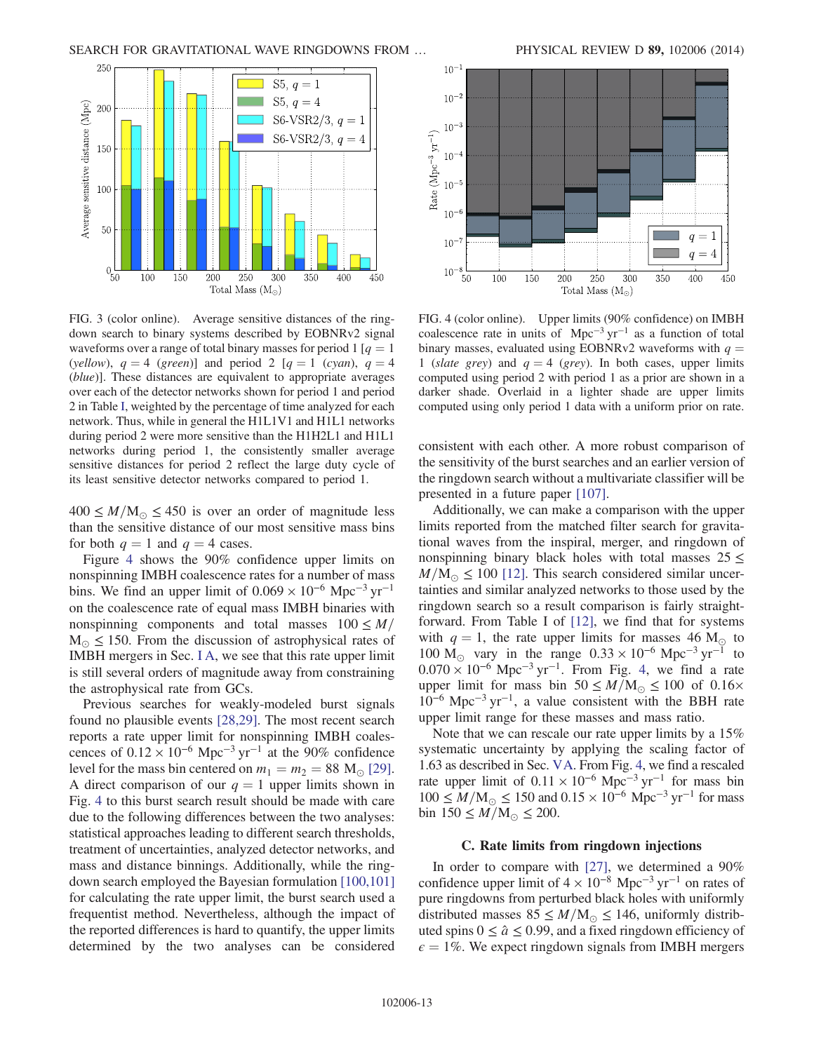FIG. 3 (color online). Average sensitive distances of the ringdown search to binary systems described by EOBNRv2 signal waveforms over a range of total binary masses for period 1 [$q = 1$ (*yellow*), $q = 4$ (*green*)] and period 2 [$q = 1$ (*cyan*), $q = 4$ (*blue*)]. These distances are equivalent to appropriate averages over each of the detector networks shown for period 1 and period 2 in Table I, weighted by the percentage of time analyzed for each network. Thus, while in general the H1L1V1 and H1L1 networks during period 2 were more sensitive than the H1H2L1 and H1L1 networks during period 1, the consistently smaller average sensitive distances for period 2 reflect the large duty cycle of its least sensitive detector networks compared to period 1.

FIG. 4 (color online). Upper limits (90% confidence) on IMBH coalescence rate in units of $\mathrm{Mpc}^{-3}\,\mathrm{yr}^{-1}$ as a function of total binary masses, evaluated using EOBNRv2 waveforms with $q = 1$ (*slate grey*) and $q = 4$ (*grey*). In both cases, upper limits computed using period 2 with period 1 as a prior are shown in a darker shade. Overlaid in a lighter shade are upper limits computed using only period 1 data with a uniform prior on rate.

$400 \leq M/\mathrm{M}_\odot \leq 450$ is over an order of magnitude less than the sensitive distance of our most sensitive mass bins for both $q = 1$ and $q = 4$ cases.

Figure 4 shows the 90% confidence upper limits on nonspinning IMBH coalescence rates for a number of mass bins. We find an upper limit of $0.069 \times 10^{-6}\,\mathrm{Mpc}^{-3}\,\mathrm{yr}^{-1}$ on the coalescence rate of equal mass IMBH binaries with nonspinning components and total masses $100 \leq M/\mathrm{M}_\odot \leq 150$. From the discussion of astrophysical rates of IMBH mergers in Sec. I A, we see that this rate upper limit is still several orders of magnitude away from constraining the astrophysical rate from GCs.

Previous searches for weakly-modeled burst signals found no plausible events [28,29]. The most recent search reports a rate upper limit for nonspinning IMBH coalescences of $0.12 \times 10^{-6}\,\mathrm{Mpc}^{-3}\,\mathrm{yr}^{-1}$ at the 90% confidence level for the mass bin centered on $m_1 = m_2 = 88\,\mathrm{M}_\odot$ [29]. A direct comparison of our $q = 1$ upper limits shown in Fig. 4 to this burst search result should be made with care due to the following differences between the two analyses: statistical approaches leading to different search thresholds, treatment of uncertainties, analyzed detector networks, and mass and distance binnings. Additionally, while the ringdown search employed the Bayesian formulation [100,101] for calculating the rate upper limit, the burst search used a frequentist method. Nevertheless, although the impact of the reported differences is hard to quantify, the upper limits determined by the two analyses can be considered consistent with each other. A more robust comparison of the sensitivity of the burst searches and an earlier version of the ringdown search without a multivariate classifier will be presented in a future paper [107].

Additionally, we can make a comparison with the upper limits reported from the matched filter search for gravitational waves from the inspiral, merger, and ringdown of nonspinning binary black holes with total masses $25 \leq M/\mathrm{M}_\odot \leq 100$ [12]. This search considered similar uncertainties and similar analyzed networks to those used by the ringdown search so a result comparison is fairly straightforward. From Table I of [12], we find that for systems with $q = 1$, the rate upper limits for masses $46\,\mathrm{M}_\odot$ to $100\,\mathrm{M}_\odot$ vary in the range $0.33 \times 10^{-6}\,\mathrm{Mpc}^{-3}\,\mathrm{yr}^{-1}$ to $0.070 \times 10^{-6}\,\mathrm{Mpc}^{-3}\,\mathrm{yr}^{-1}$. From Fig. 4, we find a rate upper limit for mass bin $50 \leq M/\mathrm{M}_\odot \leq 100$ of $0.16 \times 10^{-6}\,\mathrm{Mpc}^{-3}\,\mathrm{yr}^{-1}$, a value consistent with the BBH rate upper limit range for these masses and mass ratio.

Note that we can rescale our rate upper limits by a 15% systematic uncertainty by applying the scaling factor of 1.63 as described in Sec. V A. From Fig. 4, we find a rescaled rate upper limit of $0.11 \times 10^{-6}\,\mathrm{Mpc}^{-3}\,\mathrm{yr}^{-1}$ for mass bin $100 \leq M/\mathrm{M}_\odot \leq 150$ and $0.15 \times 10^{-6}\,\mathrm{Mpc}^{-3}\,\mathrm{yr}^{-1}$ for mass bin $150 \leq M/\mathrm{M}_\odot \leq 200$.

### C. Rate limits from ringdown injections

In order to compare with [27], we determined a 90% confidence upper limit of $4 \times 10^{-8}\,\mathrm{Mpc}^{-3}\,\mathrm{yr}^{-1}$ on rates of pure ringdowns from perturbed black holes with uniformly distributed masses $85 \leq M/\mathrm{M}_\odot \leq 146$, uniformly distributed spins $0 \leq \hat{a} \leq 0.99$, and a fixed ringdown efficiency of $\epsilon = 1\%$. We expect ringdown signals from IMBH mergers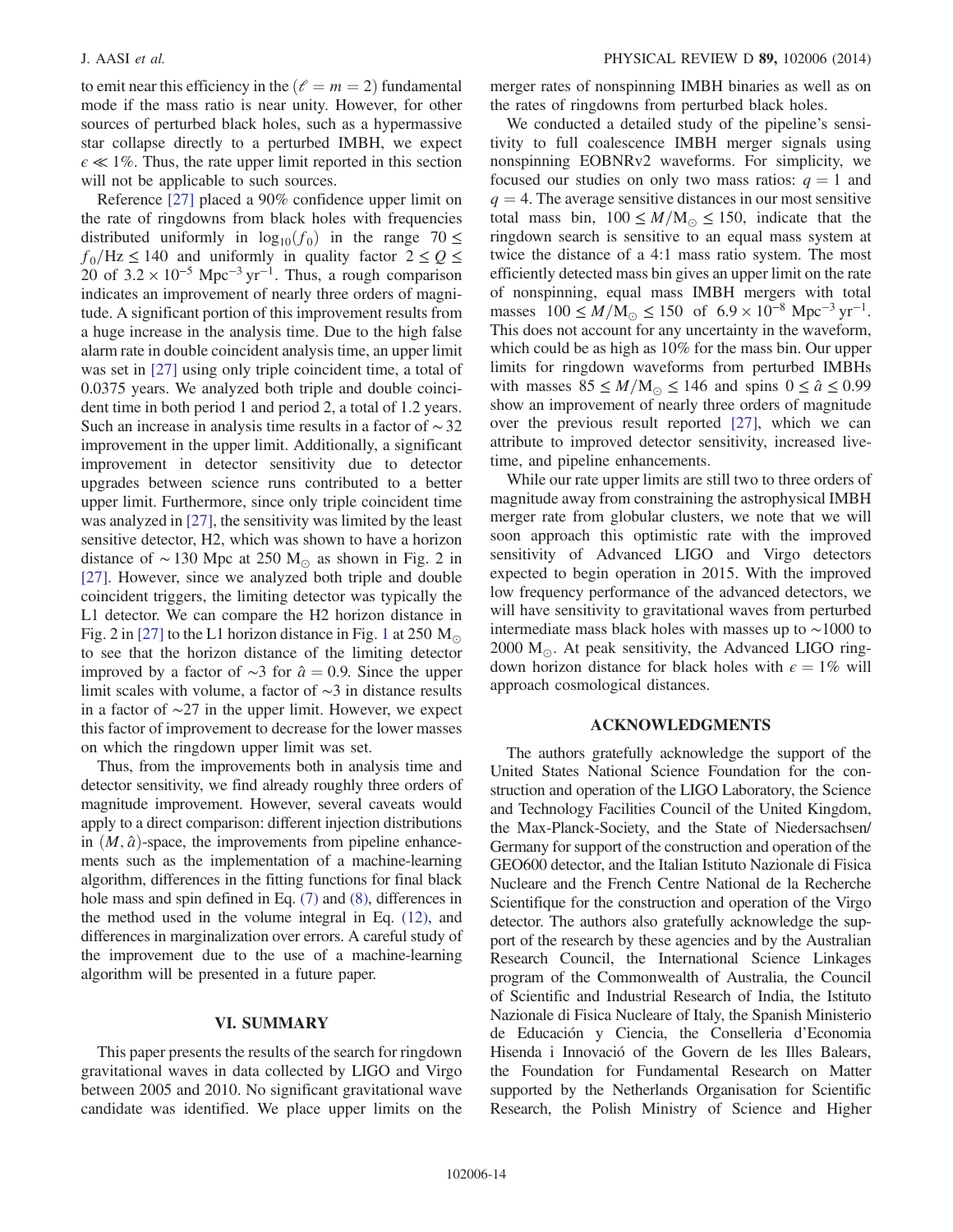to emit near this efficiency in the ($\ell = m = 2$) fundamental mode if the mass ratio is near unity. However, for other sources of perturbed black holes, such as a hypermassive star collapse directly to a perturbed IMBH, we expect $\epsilon \ll 1\%$. Thus, the rate upper limit reported in this section will not be applicable to such sources.

Reference [27] placed a 90% confidence upper limit on the rate of ringdowns from black holes with frequencies distributed uniformly in $\log_{10}(f_0)$ in the range $70 \leq f_0/\mathrm{Hz} \leq 140$ and uniformly in quality factor $2 \leq Q \leq 20$ of $3.2 \times 10^{-5}\ \mathrm{Mpc}^{-3}\,\mathrm{yr}^{-1}$. Thus, a rough comparison indicates an improvement of nearly three orders of magnitude. A significant portion of this improvement results from a huge increase in the analysis time. Due to the high false alarm rate in double coincident analysis time, an upper limit was set in [27] using only triple coincident time, a total of 0.0375 years. We analyzed both triple and double coincident time in both period 1 and period 2, a total of 1.2 years. Such an increase in analysis time results in a factor of $\sim 32$ improvement in the upper limit. Additionally, a significant improvement in detector sensitivity due to detector upgrades between science runs contributed to a better upper limit. Furthermore, since only triple coincident time was analyzed in [27], the sensitivity was limited by the least sensitive detector, H2, which was shown to have a horizon distance of $\sim 130$ Mpc at 250 $\mathrm{M}_\odot$ as shown in Fig. 2 in [27]. However, since we analyzed both triple and double coincident triggers, the limiting detector was typically the L1 detector. We can compare the H2 horizon distance in Fig. 2 in [27] to the L1 horizon distance in Fig. 1 at 250 $\mathrm{M}_\odot$ to see that the horizon distance of the limiting detector improved by a factor of $\sim 3$ for $\hat{a} = 0.9$. Since the upper limit scales with volume, a factor of $\sim 3$ in distance results in a factor of $\sim 27$ in the upper limit. However, we expect this factor of improvement to decrease for the lower masses on which the ringdown upper limit was set.

Thus, from the improvements both in analysis time and detector sensitivity, we find already roughly three orders of magnitude improvement. However, several caveats would apply to a direct comparison: different injection distributions in $(M, \hat{a})$-space, the improvements from pipeline enhancements such as the implementation of a machine-learning algorithm, differences in the fitting functions for final black hole mass and spin defined in Eq. (7) and (8), differences in the method used in the volume integral in Eq. (12), and differences in marginalization over errors. A careful study of the improvement due to the use of a machine-learning algorithm will be presented in a future paper.

## VI. SUMMARY

This paper presents the results of the search for ringdown gravitational waves in data collected by LIGO and Virgo between 2005 and 2010. No significant gravitational wave candidate was identified. We place upper limits on the merger rates of nonspinning IMBH binaries as well as on the rates of ringdowns from perturbed black holes.

We conducted a detailed study of the pipeline's sensitivity to full coalescence IMBH merger signals using nonspinning EOBNRv2 waveforms. For simplicity, we focused our studies on only two mass ratios: $q = 1$ and $q = 4$. The average sensitive distances in our most sensitive total mass bin, $100 \leq M/\mathrm{M}_\odot \leq 150$, indicate that the ringdown search is sensitive to an equal mass system at twice the distance of a 4:1 mass ratio system. The most efficiently detected mass bin gives an upper limit on the rate of nonspinning, equal mass IMBH mergers with total masses $100 \leq M/\mathrm{M}_\odot \leq 150$ of $6.9 \times 10^{-8}\ \mathrm{Mpc}^{-3}\,\mathrm{yr}^{-1}$. This does not account for any uncertainty in the waveform, which could be as high as 10% for the mass bin. Our upper limits for ringdown waveforms from perturbed IMBHs with masses $85 \leq M/\mathrm{M}_\odot \leq 146$ and spins $0 \leq \hat{a} \leq 0.99$ show an improvement of nearly three orders of magnitude over the previous result reported [27], which we can attribute to improved detector sensitivity, increased livetime, and pipeline enhancements.

While our rate upper limits are still two to three orders of magnitude away from constraining the astrophysical IMBH merger rate from globular clusters, we note that we will soon approach this optimistic rate with the improved sensitivity of Advanced LIGO and Virgo detectors expected to begin operation in 2015. With the improved low frequency performance of the advanced detectors, we will have sensitivity to gravitational waves from perturbed intermediate mass black holes with masses up to $\sim 1000$ to 2000 $\mathrm{M}_\odot$. At peak sensitivity, the Advanced LIGO ringdown horizon distance for black holes with $\epsilon = 1\%$ will approach cosmological distances.

## ACKNOWLEDGMENTS

The authors gratefully acknowledge the support of the United States National Science Foundation for the construction and operation of the LIGO Laboratory, the Science and Technology Facilities Council of the United Kingdom, the Max-Planck-Society, and the State of Niedersachsen/Germany for support of the construction and operation of the GEO600 detector, and the Italian Istituto Nazionale di Fisica Nucleare and the French Centre National de la Recherche Scientifique for the construction and operation of the Virgo detector. The authors also gratefully acknowledge the support of the research by these agencies and by the Australian Research Council, the International Science Linkages program of the Commonwealth of Australia, the Council of Scientific and Industrial Research of India, the Istituto Nazionale di Fisica Nucleare of Italy, the Spanish Ministerio de Educación y Ciencia, the Conselleria d'Economia Hisenda i Innovació of the Govern de les Illes Balears, the Foundation for Fundamental Research on Matter supported by the Netherlands Organisation for Scientific Research, the Polish Ministry of Science and Higher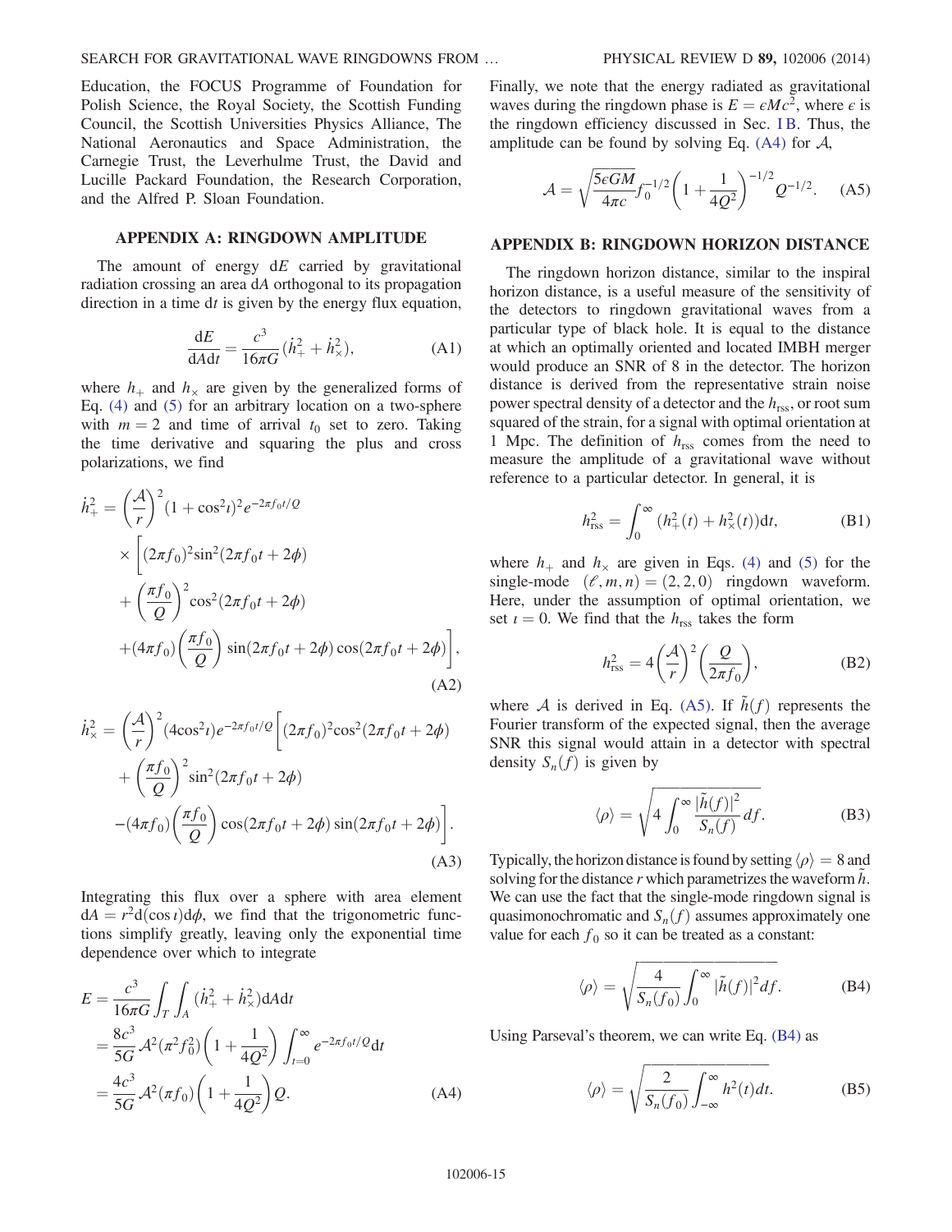Education, the FOCUS Programme of Foundation for Polish Science, the Royal Society, the Scottish Funding Council, the Scottish Universities Physics Alliance, The National Aeronautics and Space Administration, the Carnegie Trust, the Leverhulme Trust, the David and Lucille Packard Foundation, the Research Corporation, and the Alfred P. Sloan Foundation.

## APPENDIX A: RINGDOWN AMPLITUDE

The amount of energy $\mathrm{d}E$ carried by gravitational radiation crossing an area $\mathrm{d}A$ orthogonal to its propagation direction in a time $\mathrm{d}t$ is given by the energy flux equation,

$$\frac{\mathrm{d}E}{\mathrm{d}A\mathrm{d}t} = \frac{c^3}{16\pi G}(\dot{h}_+^2 + \dot{h}_\times^2), \tag{A1}$$

where $h_+$ and $h_\times$ are given by the generalized forms of Eq. (4) and (5) for an arbitrary location on a two-sphere with $m = 2$ and time of arrival $t_0$ set to zero. Taking the time derivative and squaring the plus and cross polarizations, we find

$$\begin{aligned}
\dot{h}_+^2 = &\left(\frac{\mathcal{A}}{r}\right)^2 (1+\cos^2\iota)^2 e^{-2\pi f_0 t/Q} \\
&\times \left[(2\pi f_0)^2 \sin^2(2\pi f_0 t + 2\phi) \right. \\
&+ \left(\frac{\pi f_0}{Q}\right)^2 \cos^2(2\pi f_0 t + 2\phi) \\
&\left. + (4\pi f_0)\left(\frac{\pi f_0}{Q}\right) \sin(2\pi f_0 t + 2\phi)\cos(2\pi f_0 t + 2\phi)\right],
\end{aligned} \tag{A2}$$

$$\begin{aligned}
\dot{h}_\times^2 = &\left(\frac{\mathcal{A}}{r}\right)^2 (4\cos^2\iota) e^{-2\pi f_0 t/Q} \left[(2\pi f_0)^2 \cos^2(2\pi f_0 t + 2\phi) \right. \\
&+ \left(\frac{\pi f_0}{Q}\right)^2 \sin^2(2\pi f_0 t + 2\phi) \\
&\left. - (4\pi f_0)\left(\frac{\pi f_0}{Q}\right) \cos(2\pi f_0 t + 2\phi)\sin(2\pi f_0 t + 2\phi)\right].
\end{aligned} \tag{A3}$$

Integrating this flux over a sphere with area element $\mathrm{d}A = r^2 \mathrm{d}(\cos\iota)\mathrm{d}\phi$, we find that the trigonometric functions simplify greatly, leaving only the exponential time dependence over which to integrate

$$\begin{aligned}
E &= \frac{c^3}{16\pi G}\int_T \int_A (\dot{h}_+^2 + \dot{h}_\times^2)\mathrm{d}A\mathrm{d}t \\
&= \frac{8c^3}{5G}\mathcal{A}^2(\pi^2 f_0^2)\left(1 + \frac{1}{4Q^2}\right)\int_{t=0}^{\infty} e^{-2\pi f_0 t/Q}\mathrm{d}t \\
&= \frac{4c^3}{5G}\mathcal{A}^2(\pi f_0)\left(1 + \frac{1}{4Q^2}\right)Q.
\end{aligned} \tag{A4}$$

Finally, we note that the energy radiated as gravitational waves during the ringdown phase is $E = \epsilon M c^2$, where $\epsilon$ is the ringdown efficiency discussed in Sec. I B. Thus, the amplitude can be found by solving Eq. (A4) for $\mathcal{A}$,

$$\mathcal{A} = \sqrt{\frac{5\epsilon GM}{4\pi c}} f_0^{-1/2}\left(1 + \frac{1}{4Q^2}\right)^{-1/2} Q^{-1/2}. \tag{A5}$$

## APPENDIX B: RINGDOWN HORIZON DISTANCE

The ringdown horizon distance, similar to the inspiral horizon distance, is a useful measure of the sensitivity of the detectors to ringdown gravitational waves from a particular type of black hole. It is equal to the distance at which an optimally oriented and located IMBH merger would produce an SNR of 8 in the detector. The horizon distance is derived from the representative strain noise power spectral density of a detector and the $h_{\mathrm{rss}}$, or root sum squared of the strain, for a signal with optimal orientation at 1 Mpc. The definition of $h_{\mathrm{rss}}$ comes from the need to measure the amplitude of a gravitational wave without reference to a particular detector. In general, it is

$$h_{\mathrm{rss}}^2 = \int_0^\infty (h_+^2(t) + h_\times^2(t))\mathrm{d}t, \tag{B1}$$

where $h_+$ and $h_\times$ are given in Eqs. (4) and (5) for the single-mode $(\ell, m, n) = (2, 2, 0)$ ringdown waveform. Here, under the assumption of optimal orientation, we set $\iota = 0$. We find that the $h_{\mathrm{rss}}$ takes the form

$$h_{\mathrm{rss}}^2 = 4\left(\frac{\mathcal{A}}{r}\right)^2 \left(\frac{Q}{2\pi f_0}\right), \tag{B2}$$

where $\mathcal{A}$ is derived in Eq. (A5). If $\tilde{h}(f)$ represents the Fourier transform of the expected signal, then the average SNR this signal would attain in a detector with spectral density $S_n(f)$ is given by

$$\langle\rho\rangle = \sqrt{4\int_0^\infty \frac{|\tilde{h}(f)|^2}{S_n(f)}df}. \tag{B3}$$

Typically, the horizon distance is found by setting $\langle\rho\rangle = 8$ and solving for the distance $r$ which parametrizes the waveform $\tilde{h}$. We can use the fact that the single-mode ringdown signal is quasimonochromatic and $S_n(f)$ assumes approximately one value for each $f_0$ so it can be treated as a constant:

$$\langle\rho\rangle = \sqrt{\frac{4}{S_n(f_0)}\int_0^\infty |\tilde{h}(f)|^2 df}. \tag{B4}$$

Using Parseval's theorem, we can write Eq. (B4) as

$$\langle\rho\rangle = \sqrt{\frac{2}{S_n(f_0)}\int_{-\infty}^\infty h^2(t)dt}. \tag{B5}$$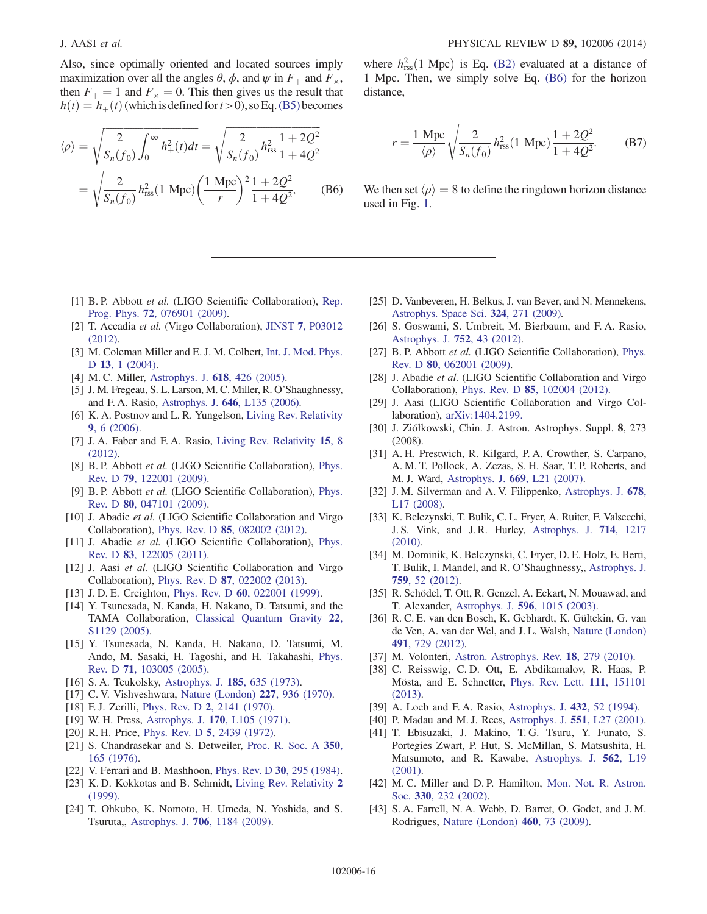Also, since optimally oriented and located sources imply maximization over all the angles $\theta$, $\phi$, and $\psi$ in $F_+$ and $F_\times$, then $F_+ = 1$ and $F_\times = 0$. This then gives us the result that $h(t) = h_+(t)$ (which is defined for $t > 0$), so Eq. (B5) becomes

$$\langle\rho\rangle = \sqrt{\frac{2}{S_n(f_0)}\int_0^\infty h_+^2(t)dt} = \sqrt{\frac{2}{S_n(f_0)}h_{\rm rss}^2\frac{1+2Q^2}{1+4Q^2}}$$
$$= \sqrt{\frac{2}{S_n(f_0)}h_{\rm rss}^2(1\ {\rm Mpc})\left(\frac{1\ {\rm Mpc}}{r}\right)^2\frac{1+2Q^2}{1+4Q^2}}, \qquad \text{(B6)}$$

where $h_{\rm rss}^2(1\ {\rm Mpc})$ is Eq. (B2) evaluated at a distance of 1 Mpc. Then, we simply solve Eq. (B6) for the horizon distance,

$$r = \frac{1\ {\rm Mpc}}{\langle\rho\rangle}\sqrt{\frac{2}{S_n(f_0)}h_{\rm rss}^2(1\ {\rm Mpc})\frac{1+2Q^2}{1+4Q^2}}. \qquad \text{(B7)}$$

We then set $\langle\rho\rangle = 8$ to define the ringdown horizon distance used in Fig. 1.

---

[1] B. P. Abbott *et al.* (LIGO Scientific Collaboration), Rep. Prog. Phys. **72**, 076901 (2009).
[2] T. Accadia *et al.* (Virgo Collaboration), JINST **7**, P03012 (2012).
[3] M. Coleman Miller and E. J. M. Colbert, Int. J. Mod. Phys. D **13**, 1 (2004).
[4] M. C. Miller, Astrophys. J. **618**, 426 (2005).
[5] J. M. Fregeau, S. L. Larson, M. C. Miller, R. O'Shaughnessy, and F. A. Rasio, Astrophys. J. **646**, L135 (2006).
[6] K. A. Postnov and L. R. Yungelson, Living Rev. Relativity **9**, 6 (2006).
[7] J. A. Faber and F. A. Rasio, Living Rev. Relativity **15**, 8 (2012).
[8] B. P. Abbott *et al.* (LIGO Scientific Collaboration), Phys. Rev. D **79**, 122001 (2009).
[9] B. P. Abbott *et al.* (LIGO Scientific Collaboration), Phys. Rev. D **80**, 047101 (2009).
[10] J. Abadie *et al.* (LIGO Scientific Collaboration and Virgo Collaboration), Phys. Rev. D **85**, 082002 (2012).
[11] J. Abadie *et al.* (LIGO Scientific Collaboration), Phys. Rev. D **83**, 122005 (2011).
[12] J. Aasi *et al.* (LIGO Scientific Collaboration and Virgo Collaboration), Phys. Rev. D **87**, 022002 (2013).
[13] J. D. E. Creighton, Phys. Rev. D **60**, 022001 (1999).
[14] Y. Tsunesada, N. Kanda, H. Nakano, D. Tatsumi, and the TAMA Collaboration, Classical Quantum Gravity **22**, S1129 (2005).
[15] Y. Tsunesada, N. Kanda, H. Nakano, D. Tatsumi, M. Ando, M. Sasaki, H. Tagoshi, and H. Takahashi, Phys. Rev. D **71**, 103005 (2005).
[16] S. A. Teukolsky, Astrophys. J. **185**, 635 (1973).
[17] C. V. Vishveshwara, Nature (London) **227**, 936 (1970).
[18] F. J. Zerilli, Phys. Rev. D **2**, 2141 (1970).
[19] W. H. Press, Astrophys. J. **170**, L105 (1971).
[20] R. H. Price, Phys. Rev. D **5**, 2439 (1972).
[21] S. Chandrasekar and S. Detweiler, Proc. R. Soc. A **350**, 165 (1976).
[22] V. Ferrari and B. Mashhoon, Phys. Rev. D **30**, 295 (1984).
[23] K. D. Kokkotas and B. Schmidt, Living Rev. Relativity **2** (1999).
[24] T. Ohkubo, K. Nomoto, H. Umeda, N. Yoshida, and S. Tsuruta,, Astrophys. J. **706**, 1184 (2009).
[25] D. Vanbeveren, H. Belkus, J. van Bever, and N. Mennekens, Astrophys. Space Sci. **324**, 271 (2009).
[26] S. Goswami, S. Umbreit, M. Bierbaum, and F. A. Rasio, Astrophys. J. **752**, 43 (2012).
[27] B. P. Abbott *et al.* (LIGO Scientific Collaboration), Phys. Rev. D **80**, 062001 (2009).
[28] J. Abadie *et al.* (LIGO Scientific Collaboration and Virgo Collaboration), Phys. Rev. D **85**, 102004 (2012).
[29] J. Aasi (LIGO Scientific Collaboration and Virgo Collaboration), arXiv:1404.2199.
[30] J. Ziółkowski, Chin. J. Astron. Astrophys. Suppl. **8**, 273 (2008).
[31] A. H. Prestwich, R. Kilgard, P. A. Crowther, S. Carpano, A. M. T. Pollock, A. Zezas, S. H. Saar, T. P. Roberts, and M. J. Ward, Astrophys. J. **669**, L21 (2007).
[32] J. M. Silverman and A. V. Filippenko, Astrophys. J. **678**, L17 (2008).
[33] K. Belczynski, T. Bulik, C. L. Fryer, A. Ruiter, F. Valsecchi, J. S. Vink, and J. R. Hurley, Astrophys. J. **714**, 1217 (2010).
[34] M. Dominik, K. Belczynski, C. Fryer, D. E. Holz, E. Berti, T. Bulik, I. Mandel, and R. O'Shaughnessy,, Astrophys. J. **759**, 52 (2012).
[35] R. Schödel, T. Ott, R. Genzel, A. Eckart, N. Mouawad, and T. Alexander, Astrophys. J. **596**, 1015 (2003).
[36] R. C. E. van den Bosch, K. Gebhardt, K. Gültekin, G. van de Ven, A. van der Wel, and J. L. Walsh, Nature (London) **491**, 729 (2012).
[37] M. Volonteri, Astron. Astrophys. Rev. **18**, 279 (2010).
[38] C. Reisswig, C. D. Ott, E. Abdikamalov, R. Haas, P. Mösta, and E. Schnetter, Phys. Rev. Lett. **111**, 151101 (2013).
[39] A. Loeb and F. A. Rasio, Astrophys. J. **432**, 52 (1994).
[40] P. Madau and M. J. Rees, Astrophys. J. **551**, L27 (2001).
[41] T. Ebisuzaki, J. Makino, T. G. Tsuru, Y. Funato, S. Portegies Zwart, P. Hut, S. McMillan, S. Matsushita, H. Matsumoto, and R. Kawabe, Astrophys. J. **562**, L19 (2001).
[42] M. C. Miller and D. P. Hamilton, Mon. Not. R. Astron. Soc. **330**, 232 (2002).
[43] S. A. Farrell, N. A. Webb, D. Barret, O. Godet, and J. M. Rodrigues, Nature (London) **460**, 73 (2009).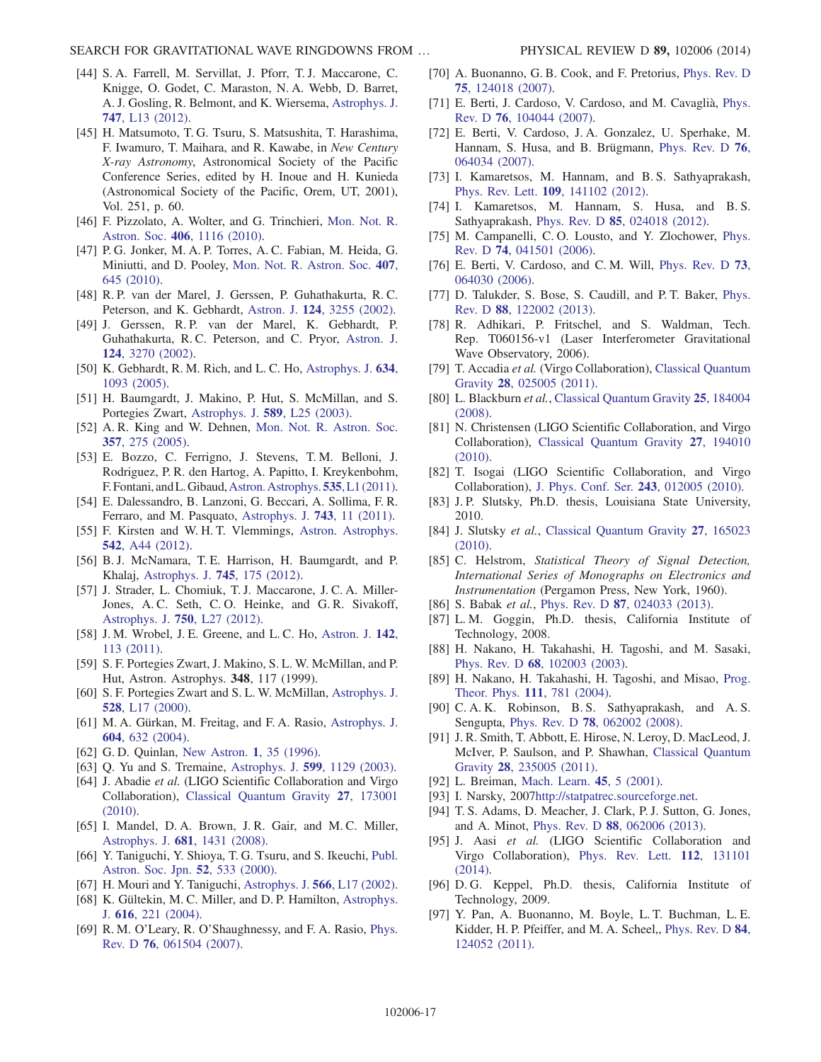[44] S. A. Farrell, M. Servillat, J. Pforr, T. J. Maccarone, C. Knigge, O. Godet, C. Maraston, N. A. Webb, D. Barret, A. J. Gosling, R. Belmont, and K. Wiersema, Astrophys. J. **747**, L13 (2012).

[45] H. Matsumoto, T. G. Tsuru, S. Matsushita, T. Harashima, F. Iwamuro, T. Maihara, and R. Kawabe, in *New Century X-ray Astronomy*, Astronomical Society of the Pacific Conference Series, edited by H. Inoue and H. Kunieda (Astronomical Society of the Pacific, Orem, UT, 2001), Vol. 251, p. 60.

[46] F. Pizzolato, A. Wolter, and G. Trinchieri, Mon. Not. R. Astron. Soc. **406**, 1116 (2010).

[47] P. G. Jonker, M. A. P. Torres, A. C. Fabian, M. Heida, G. Miniutti, and D. Pooley, Mon. Not. R. Astron. Soc. **407**, 645 (2010).

[48] R. P. van der Marel, J. Gerssen, P. Guhathakurta, R. C. Peterson, and K. Gebhardt, Astron. J. **124**, 3255 (2002).

[49] J. Gerssen, R. P. van der Marel, K. Gebhardt, P. Guhathakurta, R. C. Peterson, and C. Pryor, Astron. J. **124**, 3270 (2002).

[50] K. Gebhardt, R. M. Rich, and L. C. Ho, Astrophys. J. **634**, 1093 (2005).

[51] H. Baumgardt, J. Makino, P. Hut, S. McMillan, and S. Portegies Zwart, Astrophys. J. **589**, L25 (2003).

[52] A. R. King and W. Dehnen, Mon. Not. R. Astron. Soc. **357**, 275 (2005).

[53] E. Bozzo, C. Ferrigno, J. Stevens, T. M. Belloni, J. Rodriguez, P. R. den Hartog, A. Papitto, I. Kreykenbohm, F. Fontani, and L. Gibaud, Astron. Astrophys. **535**, L1 (2011).

[54] E. Dalessandro, B. Lanzoni, G. Beccari, A. Sollima, F. R. Ferraro, and M. Pasquato, Astrophys. J. **743**, 11 (2011).

[55] F. Kirsten and W. H. T. Vlemmings, Astron. Astrophys. **542**, A44 (2012).

[56] B. J. McNamara, T. E. Harrison, H. Baumgardt, and P. Khalaj, Astrophys. J. **745**, 175 (2012).

[57] J. Strader, L. Chomiuk, T. J. Maccarone, J. C. A. Miller-Jones, A. C. Seth, C. O. Heinke, and G. R. Sivakoff, Astrophys. J. **750**, L27 (2012).

[58] J. M. Wrobel, J. E. Greene, and L. C. Ho, Astron. J. **142**, 113 (2011).

[59] S. F. Portegies Zwart, J. Makino, S. L. W. McMillan, and P. Hut, Astron. Astrophys. **348**, 117 (1999).

[60] S. F. Portegies Zwart and S. L. W. McMillan, Astrophys. J. **528**, L17 (2000).

[61] M. A. Gürkan, M. Freitag, and F. A. Rasio, Astrophys. J. **604**, 632 (2004).

[62] G. D. Quinlan, New Astron. **1**, 35 (1996).

[63] Q. Yu and S. Tremaine, Astrophys. J. **599**, 1129 (2003).

[64] J. Abadie *et al.* (LIGO Scientific Collaboration and Virgo Collaboration), Classical Quantum Gravity **27**, 173001 (2010).

[65] I. Mandel, D. A. Brown, J. R. Gair, and M. C. Miller, Astrophys. J. **681**, 1431 (2008).

[66] Y. Taniguchi, Y. Shioya, T. G. Tsuru, and S. Ikeuchi, Publ. Astron. Soc. Jpn. **52**, 533 (2000).

[67] H. Mouri and Y. Taniguchi, Astrophys. J. **566**, L17 (2002).

[68] K. Gültekin, M. C. Miller, and D. P. Hamilton, Astrophys. J. **616**, 221 (2004).

[69] R. M. O'Leary, R. O'Shaughnessy, and F. A. Rasio, Phys. Rev. D **76**, 061504 (2007).

[70] A. Buonanno, G. B. Cook, and F. Pretorius, Phys. Rev. D **75**, 124018 (2007).

[71] E. Berti, J. Cardoso, V. Cardoso, and M. Cavaglià, Phys. Rev. D **76**, 104044 (2007).

[72] E. Berti, V. Cardoso, J. A. Gonzalez, U. Sperhake, M. Hannam, S. Husa, and B. Brügmann, Phys. Rev. D **76**, 064034 (2007).

[73] I. Kamaretsos, M. Hannam, and B. S. Sathyaprakash, Phys. Rev. Lett. **109**, 141102 (2012).

[74] I. Kamaretsos, M. Hannam, S. Husa, and B. S. Sathyaprakash, Phys. Rev. D **85**, 024018 (2012).

[75] M. Campanelli, C. O. Lousto, and Y. Zlochower, Phys. Rev. D **74**, 041501 (2006).

[76] E. Berti, V. Cardoso, and C. M. Will, Phys. Rev. D **73**, 064030 (2006).

[77] D. Talukder, S. Bose, S. Caudill, and P. T. Baker, Phys. Rev. D **88**, 122002 (2013).

[78] R. Adhikari, P. Fritschel, and S. Waldman, Tech. Rep. T060156-v1 (Laser Interferometer Gravitational Wave Observatory), 2006).

[79] T. Accadia *et al.* (Virgo Collaboration), Classical Quantum Gravity **28**, 025005 (2011).

[80] L. Blackburn *et al.*, Classical Quantum Gravity **25**, 184004 (2008).

[81] N. Christensen (LIGO Scientific Collaboration, and Virgo Collaboration), Classical Quantum Gravity **27**, 194010 (2010).

[82] T. Isogai (LIGO Scientific Collaboration, and Virgo Collaboration), J. Phys. Conf. Ser. **243**, 012005 (2010).

[83] J. P. Slutsky, Ph.D. thesis, Louisiana State University, 2010.

[84] J. Slutsky *et al.*, Classical Quantum Gravity **27**, 165023 (2010).

[85] C. Helstrom, *Statistical Theory of Signal Detection, International Series of Monographs on Electronics and Instrumentation* (Pergamon Press, New York, 1960).

[86] S. Babak *et al.*, Phys. Rev. D **87**, 024033 (2013).

[87] L. M. Goggin, Ph.D. thesis, California Institute of Technology, 2008.

[88] H. Nakano, H. Takahashi, H. Tagoshi, and M. Sasaki, Phys. Rev. D **68**, 102003 (2003).

[89] H. Nakano, H. Takahashi, H. Tagoshi, and Misao, Prog. Theor. Phys. **111**, 781 (2004).

[90] C. A. K. Robinson, B. S. Sathyaprakash, and A. S. Sengupta, Phys. Rev. D **78**, 062002 (2008).

[91] J. R. Smith, T. Abbott, E. Hirose, N. Leroy, D. MacLeod, J. McIver, P. Saulson, and P. Shawhan, Classical Quantum Gravity **28**, 235005 (2011).

[92] L. Breiman, Mach. Learn. **45**, 5 (2001).

[93] I. Narsky, 2007http://statpatrec.sourceforge.net.

[94] T. S. Adams, D. Meacher, J. Clark, P. J. Sutton, G. Jones, and A. Minot, Phys. Rev. D **88**, 062006 (2013).

[95] J. Aasi *et al.* (LIGO Scientific Collaboration and Virgo Collaboration), Phys. Rev. Lett. **112**, 131101 (2014).

[96] D. G. Keppel, Ph.D. thesis, California Institute of Technology, 2009.

[97] Y. Pan, A. Buonanno, M. Boyle, L. T. Buchman, L. E. Kidder, H. P. Pfeiffer, and M. A. Scheel,, Phys. Rev. D **84**, 124052 (2011).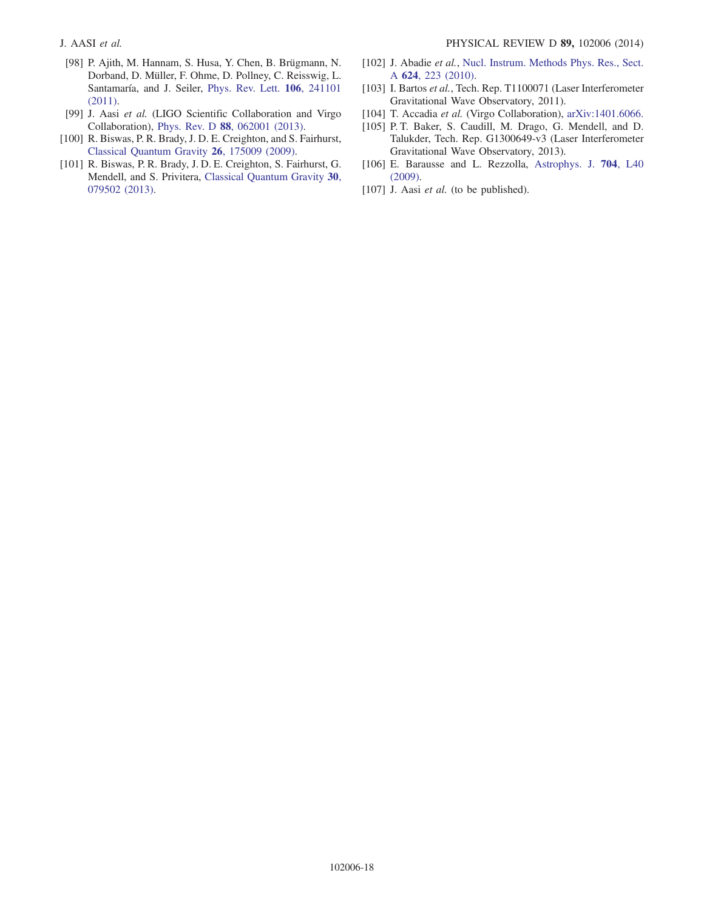[98] P. Ajith, M. Hannam, S. Husa, Y. Chen, B. Brügmann, N. Dorband, D. Müller, F. Ohme, D. Pollney, C. Reisswig, L. Santamaría, and J. Seiler, Phys. Rev. Lett. **106**, 241101 (2011).

[99] J. Aasi *et al.* (LIGO Scientific Collaboration and Virgo Collaboration), Phys. Rev. D **88**, 062001 (2013).

[100] R. Biswas, P. R. Brady, J. D. E. Creighton, and S. Fairhurst, Classical Quantum Gravity **26**, 175009 (2009).

[101] R. Biswas, P. R. Brady, J. D. E. Creighton, S. Fairhurst, G. Mendell, and S. Privitera, Classical Quantum Gravity **30**, 079502 (2013).

[102] J. Abadie *et al.*, Nucl. Instrum. Methods Phys. Res., Sect. A **624**, 223 (2010).

[103] I. Bartos *et al.*, Tech. Rep. T1100071 (Laser Interferometer Gravitational Wave Observatory, 2011).

[104] T. Accadia *et al.* (Virgo Collaboration), arXiv:1401.6066.

[105] P. T. Baker, S. Caudill, M. Drago, G. Mendell, and D. Talukder, Tech. Rep. G1300649-v3 (Laser Interferometer Gravitational Wave Observatory, 2013).

[106] E. Barausse and L. Rezzolla, Astrophys. J. **704**, L40 (2009).

[107] J. Aasi *et al.* (to be published).